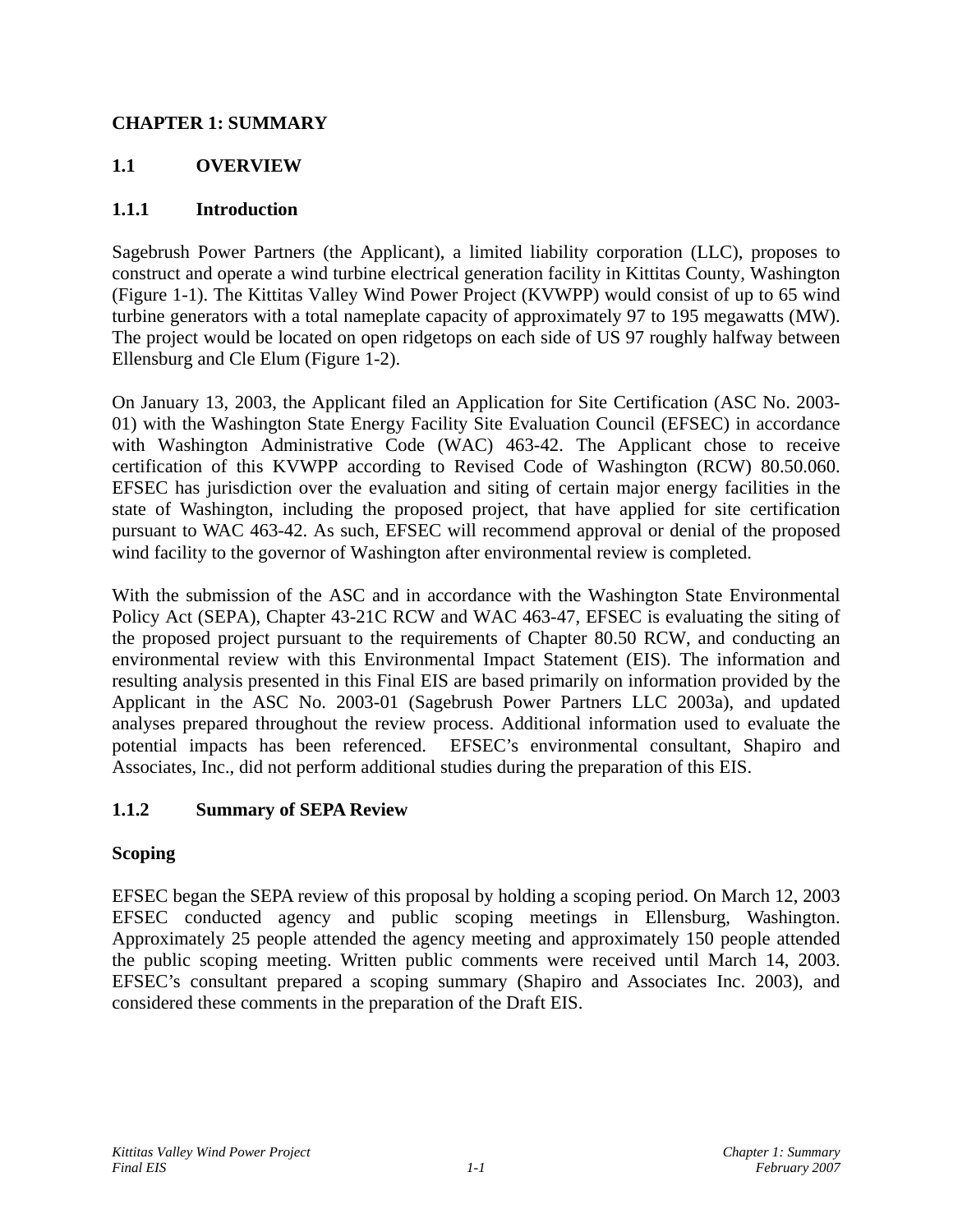# CHAPTER 1: SUMMARY

## 1.1 OVERVIEW

### 1.1.1 Introduction

Sagebrush Power Partners (the Applicant), a limited liability corporation (LLC), proposes to construct and operate a wind turbine electrical generation facility in Kittitas County, Washington (Figure 1-1). The Kittitas Valley Wind Power Project (KVWPP) would consist of up to 65 wind turbine generators with a total nameplate capacity of approximately 97 to 195 megawatts (MW). The project would be located on open ridgetops on each side of US 97 roughly halfway between Ellensburg and Cle Elum (Figure 1-2).

On January 13, 2003, the Applicant filed an Application for Site Certification (ASC No. 2003-01) with the Washington State Energy Facility Site Evaluation Council (EFSEC) in accordance with Washington Administrative Code (WAC) 463-42. The Applicant chose to receive certification of this KVWPP according to Revised Code of Washington (RCW) 80.50.060. EFSEC has jurisdiction over the evaluation and siting of certain major energy facilities in the state of Washington, including the proposed project, that have applied for site certification pursuant to WAC 463-42. As such, EFSEC will recommend approval or denial of the proposed wind facility to the governor of Washington after environmental review is completed.

With the submission of the ASC and in accordance with the Washington State Environmental Policy Act (SEPA), Chapter 43-21C RCW and WAC 463-47, EFSEC is evaluating the siting of the proposed project pursuant to the requirements of Chapter 80.50 RCW, and conducting an environmental review with this Environmental Impact Statement (EIS). The information and resulting analysis presented in this Final EIS are based primarily on information provided by the Applicant in the ASC No. 2003-01 (Sagebrush Power Partners LLC 2003a), and updated analyses prepared throughout the review process. Additional information used to evaluate the potential impacts has been referenced. EFSEC's environmental consultant, Shapiro and Associates, Inc., did not perform additional studies during the preparation of this EIS.

### 1.1.2 Summary of SEPA Review

**Scoping**

EFSEC began the SEPA review of this proposal by holding a scoping period. On March 12, 2003 EFSEC conducted agency and public scoping meetings in Ellensburg, Washington. Approximately 25 people attended the agency meeting and approximately 150 people attended the public scoping meeting. Written public comments were received until March 14, 2003. EFSEC's consultant prepared a scoping summary (Shapiro and Associates Inc. 2003), and considered these comments in the preparation of the Draft EIS.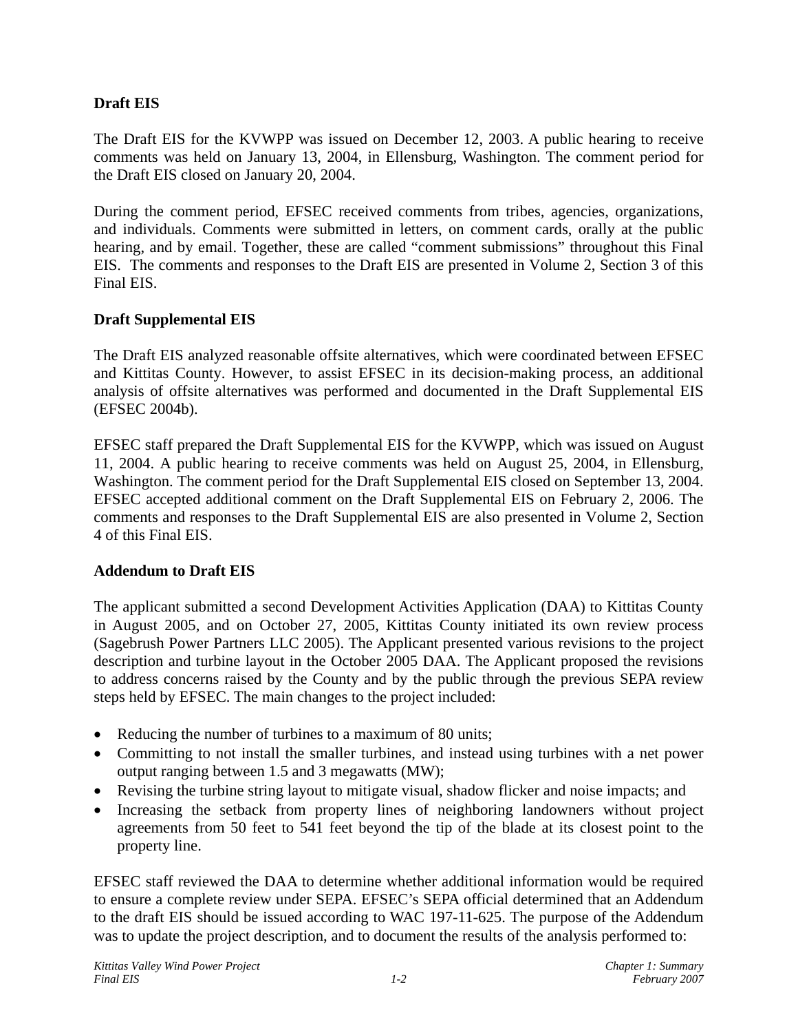### Draft EIS

The Draft EIS for the KVWPP was issued on December 12, 2003. A public hearing to receive comments was held on January 13, 2004, in Ellensburg, Washington. The comment period for the Draft EIS closed on January 20, 2004.

During the comment period, EFSEC received comments from tribes, agencies, organizations, and individuals. Comments were submitted in letters, on comment cards, orally at the public hearing, and by email. Together, these are called "comment submissions" throughout this Final EIS. The comments and responses to the Draft EIS are presented in Volume 2, Section 3 of this Final EIS.

### Draft Supplemental EIS

The Draft EIS analyzed reasonable offsite alternatives, which were coordinated between EFSEC and Kittitas County. However, to assist EFSEC in its decision-making process, an additional analysis of offsite alternatives was performed and documented in the Draft Supplemental EIS (EFSEC 2004b).

EFSEC staff prepared the Draft Supplemental EIS for the KVWPP, which was issued on August 11, 2004. A public hearing to receive comments was held on August 25, 2004, in Ellensburg, Washington. The comment period for the Draft Supplemental EIS closed on September 13, 2004. EFSEC accepted additional comment on the Draft Supplemental EIS on February 2, 2006. The comments and responses to the Draft Supplemental EIS are also presented in Volume 2, Section 4 of this Final EIS.

### Addendum to Draft EIS

The applicant submitted a second Development Activities Application (DAA) to Kittitas County in August 2005, and on October 27, 2005, Kittitas County initiated its own review process (Sagebrush Power Partners LLC 2005). The Applicant presented various revisions to the project description and turbine layout in the October 2005 DAA. The Applicant proposed the revisions to address concerns raised by the County and by the public through the previous SEPA review steps held by EFSEC. The main changes to the project included:

- Reducing the number of turbines to a maximum of 80 units;
- Committing to not install the smaller turbines, and instead using turbines with a net power output ranging between 1.5 and 3 megawatts (MW);
- Revising the turbine string layout to mitigate visual, shadow flicker and noise impacts; and
- Increasing the setback from property lines of neighboring landowners without project agreements from 50 feet to 541 feet beyond the tip of the blade at its closest point to the property line.

EFSEC staff reviewed the DAA to determine whether additional information would be required to ensure a complete review under SEPA. EFSEC's SEPA official determined that an Addendum to the draft EIS should be issued according to WAC 197-11-625. The purpose of the Addendum was to update the project description, and to document the results of the analysis performed to: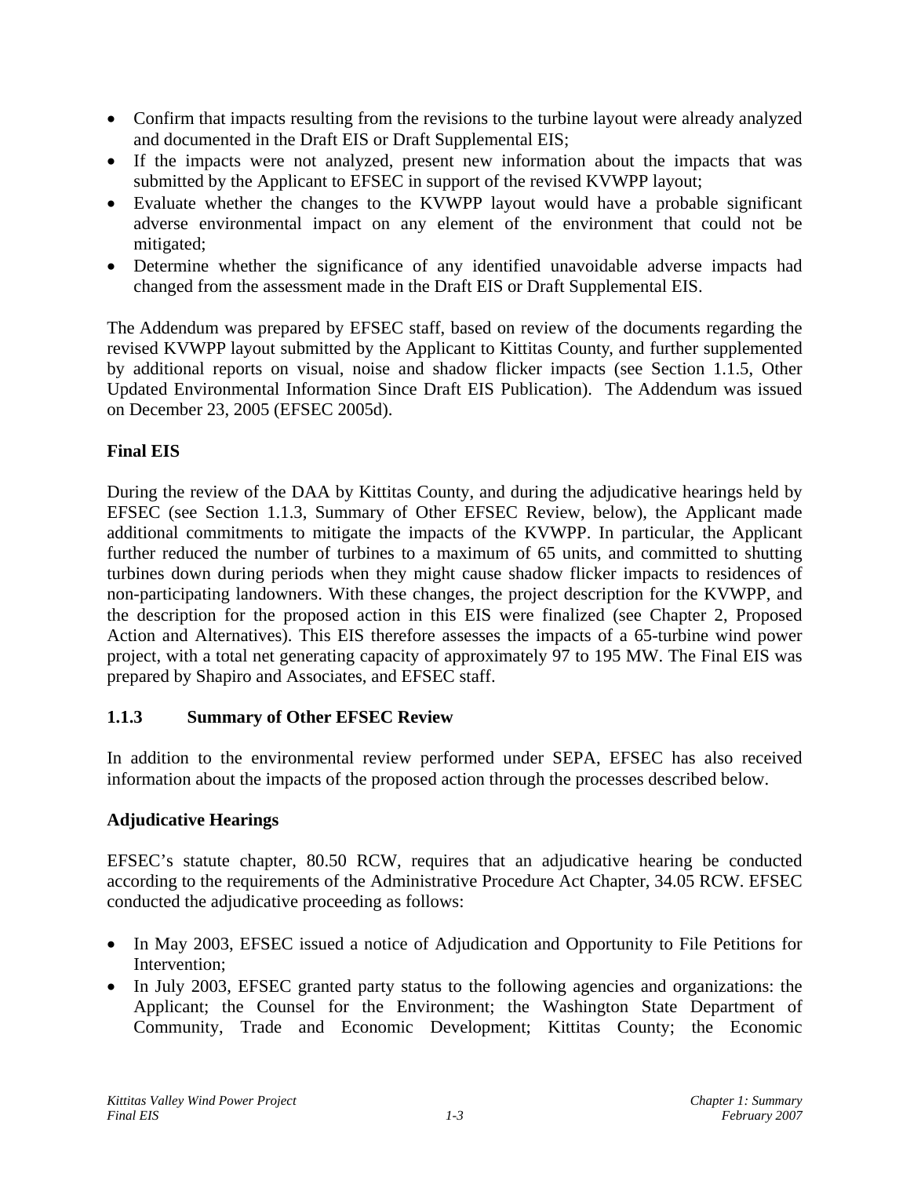- Confirm that impacts resulting from the revisions to the turbine layout were already analyzed and documented in the Draft EIS or Draft Supplemental EIS;
- If the impacts were not analyzed, present new information about the impacts that was submitted by the Applicant to EFSEC in support of the revised KVWPP layout;
- Evaluate whether the changes to the KVWPP layout would have a probable significant adverse environmental impact on any element of the environment that could not be mitigated;
- Determine whether the significance of any identified unavoidable adverse impacts had changed from the assessment made in the Draft EIS or Draft Supplemental EIS.

The Addendum was prepared by EFSEC staff, based on review of the documents regarding the revised KVWPP layout submitted by the Applicant to Kittitas County, and further supplemented by additional reports on visual, noise and shadow flicker impacts (see Section 1.1.5, Other Updated Environmental Information Since Draft EIS Publication). The Addendum was issued on December 23, 2005 (EFSEC 2005d).

**Final EIS**

During the review of the DAA by Kittitas County, and during the adjudicative hearings held by EFSEC (see Section 1.1.3, Summary of Other EFSEC Review, below), the Applicant made additional commitments to mitigate the impacts of the KVWPP. In particular, the Applicant further reduced the number of turbines to a maximum of 65 units, and committed to shutting turbines down during periods when they might cause shadow flicker impacts to residences of non-participating landowners. With these changes, the project description for the KVWPP, and the description for the proposed action in this EIS were finalized (see Chapter 2, Proposed Action and Alternatives). This EIS therefore assesses the impacts of a 65-turbine wind power project, with a total net generating capacity of approximately 97 to 195 MW. The Final EIS was prepared by Shapiro and Associates, and EFSEC staff.

### 1.1.3 Summary of Other EFSEC Review

In addition to the environmental review performed under SEPA, EFSEC has also received information about the impacts of the proposed action through the processes described below.

**Adjudicative Hearings**

EFSEC's statute chapter, 80.50 RCW, requires that an adjudicative hearing be conducted according to the requirements of the Administrative Procedure Act Chapter, 34.05 RCW. EFSEC conducted the adjudicative proceeding as follows:

- In May 2003, EFSEC issued a notice of Adjudication and Opportunity to File Petitions for Intervention;
- In July 2003, EFSEC granted party status to the following agencies and organizations: the Applicant; the Counsel for the Environment; the Washington State Department of Community, Trade and Economic Development; Kittitas County; the Economic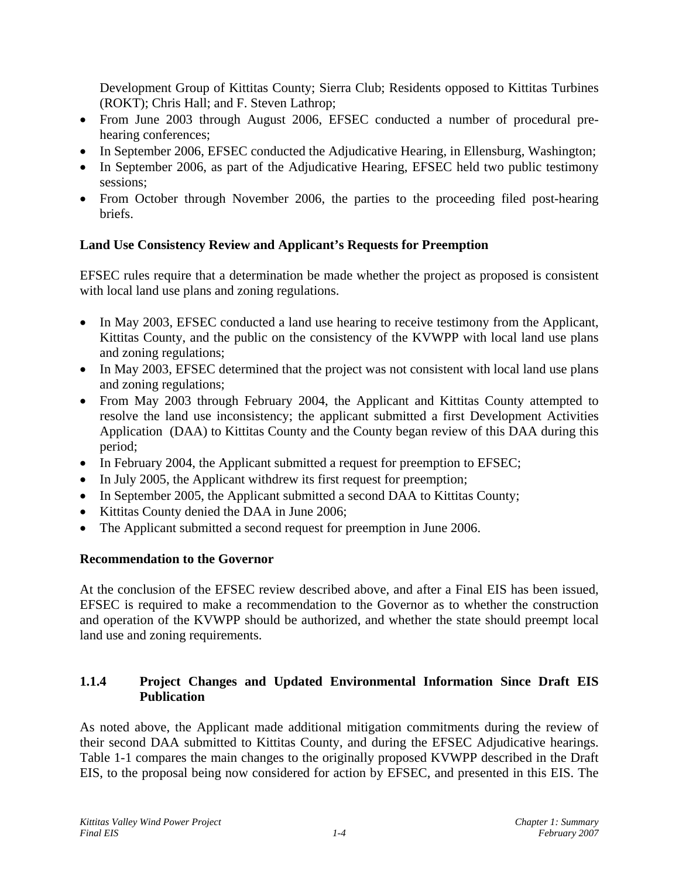Development Group of Kittitas County; Sierra Club; Residents opposed to Kittitas Turbines (ROKT); Chris Hall; and F. Steven Lathrop;

- From June 2003 through August 2006, EFSEC conducted a number of procedural pre-hearing conferences;
- In September 2006, EFSEC conducted the Adjudicative Hearing, in Ellensburg, Washington;
- In September 2006, as part of the Adjudicative Hearing, EFSEC held two public testimony sessions;
- From October through November 2006, the parties to the proceeding filed post-hearing briefs.

**Land Use Consistency Review and Applicant's Requests for Preemption**

EFSEC rules require that a determination be made whether the project as proposed is consistent with local land use plans and zoning regulations.

- In May 2003, EFSEC conducted a land use hearing to receive testimony from the Applicant, Kittitas County, and the public on the consistency of the KVWPP with local land use plans and zoning regulations;
- In May 2003, EFSEC determined that the project was not consistent with local land use plans and zoning regulations;
- From May 2003 through February 2004, the Applicant and Kittitas County attempted to resolve the land use inconsistency; the applicant submitted a first Development Activities Application (DAA) to Kittitas County and the County began review of this DAA during this period;
- In February 2004, the Applicant submitted a request for preemption to EFSEC;
- In July 2005, the Applicant withdrew its first request for preemption;
- In September 2005, the Applicant submitted a second DAA to Kittitas County;
- Kittitas County denied the DAA in June 2006;
- The Applicant submitted a second request for preemption in June 2006.

**Recommendation to the Governor**

At the conclusion of the EFSEC review described above, and after a Final EIS has been issued, EFSEC is required to make a recommendation to the Governor as to whether the construction and operation of the KVWPP should be authorized, and whether the state should preempt local land use and zoning requirements.

### 1.1.4 Project Changes and Updated Environmental Information Since Draft EIS Publication

As noted above, the Applicant made additional mitigation commitments during the review of their second DAA submitted to Kittitas County, and during the EFSEC Adjudicative hearings. Table 1-1 compares the main changes to the originally proposed KVWPP described in the Draft EIS, to the proposal being now considered for action by EFSEC, and presented in this EIS. The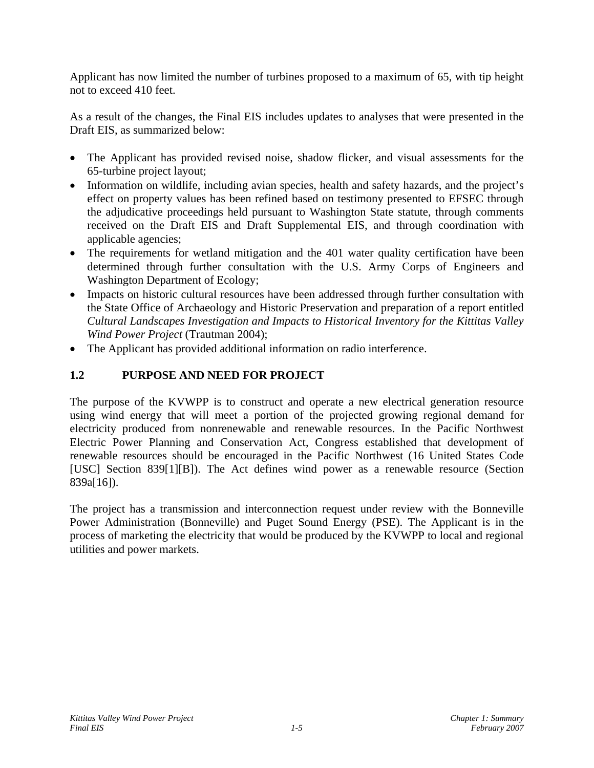Applicant has now limited the number of turbines proposed to a maximum of 65, with tip height not to exceed 410 feet.

As a result of the changes, the Final EIS includes updates to analyses that were presented in the Draft EIS, as summarized below:

- The Applicant has provided revised noise, shadow flicker, and visual assessments for the 65-turbine project layout;
- Information on wildlife, including avian species, health and safety hazards, and the project's effect on property values has been refined based on testimony presented to EFSEC through the adjudicative proceedings held pursuant to Washington State statute, through comments received on the Draft EIS and Draft Supplemental EIS, and through coordination with applicable agencies;
- The requirements for wetland mitigation and the 401 water quality certification have been determined through further consultation with the U.S. Army Corps of Engineers and Washington Department of Ecology;
- Impacts on historic cultural resources have been addressed through further consultation with the State Office of Archaeology and Historic Preservation and preparation of a report entitled *Cultural Landscapes Investigation and Impacts to Historical Inventory for the Kittitas Valley Wind Power Project* (Trautman 2004);
- The Applicant has provided additional information on radio interference.

## 1.2 PURPOSE AND NEED FOR PROJECT

The purpose of the KVWPP is to construct and operate a new electrical generation resource using wind energy that will meet a portion of the projected growing regional demand for electricity produced from nonrenewable and renewable resources. In the Pacific Northwest Electric Power Planning and Conservation Act, Congress established that development of renewable resources should be encouraged in the Pacific Northwest (16 United States Code [USC] Section 839[1][B]). The Act defines wind power as a renewable resource (Section 839a[16]).

The project has a transmission and interconnection request under review with the Bonneville Power Administration (Bonneville) and Puget Sound Energy (PSE). The Applicant is in the process of marketing the electricity that would be produced by the KVWPP to local and regional utilities and power markets.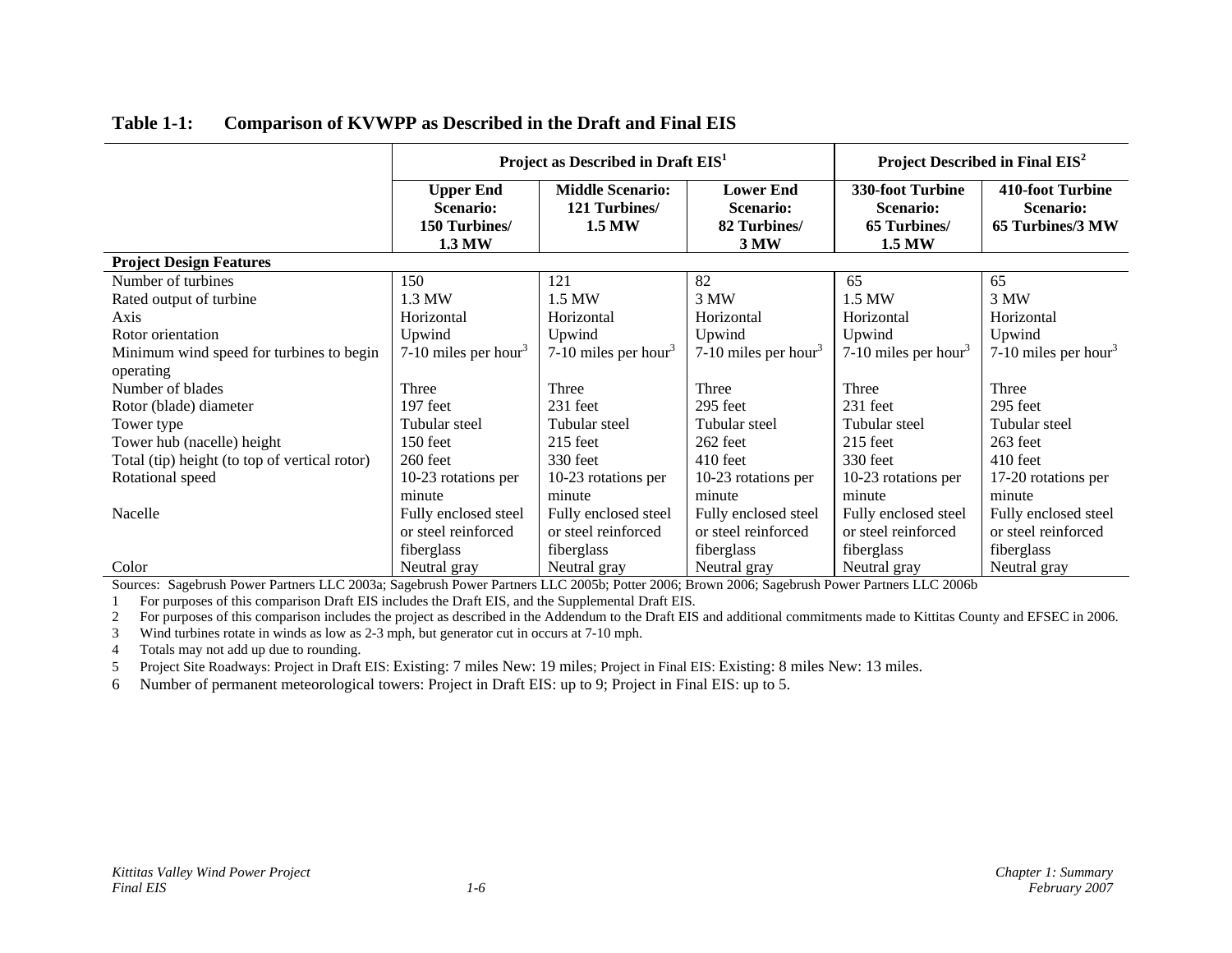## Table 1-1: Comparison of KVWPP as Described in the Draft and Final EIS

| | Project as Described in Draft EIS[1] | | | Project Described in Final EIS[2] | |
|---|---|---|---|---|---|
| | **Upper End Scenario: 150 Turbines/ 1.3 MW** | **Middle Scenario: 121 Turbines/ 1.5 MW** | **Lower End Scenario: 82 Turbines/ 3 MW** | **330-foot Turbine Scenario: 65 Turbines/ 1.5 MW** | **410-foot Turbine Scenario: 65 Turbines/3 MW** |
| **Project Design Features** | | | | | |
| Number of turbines | 150 | 121 | 82 | 65 | 65 |
| Rated output of turbine | 1.3 MW | 1.5 MW | 3 MW | 1.5 MW | 3 MW |
| Axis | Horizontal | Horizontal | Horizontal | Horizontal | Horizontal |
| Rotor orientation | Upwind | Upwind | Upwind | Upwind | Upwind |
| Minimum wind speed for turbines to begin operating | 7-10 miles per hour[3] | 7-10 miles per hour[3] | 7-10 miles per hour[3] | 7-10 miles per hour[3] | 7-10 miles per hour[3] |
| Number of blades | Three | Three | Three | Three | Three |
| Rotor (blade) diameter | 197 feet | 231 feet | 295 feet | 231 feet | 295 feet |
| Tower type | Tubular steel | Tubular steel | Tubular steel | Tubular steel | Tubular steel |
| Tower hub (nacelle) height | 150 feet | 215 feet | 262 feet | 215 feet | 263 feet |
| Total (tip) height (to top of vertical rotor) | 260 feet | 330 feet | 410 feet | 330 feet | 410 feet |
| Rotational speed | 10-23 rotations per minute | 10-23 rotations per minute | 10-23 rotations per minute | 10-23 rotations per minute | 17-20 rotations per minute |
| Nacelle | Fully enclosed steel or steel reinforced fiberglass | Fully enclosed steel or steel reinforced fiberglass | Fully enclosed steel or steel reinforced fiberglass | Fully enclosed steel or steel reinforced fiberglass | Fully enclosed steel or steel reinforced fiberglass |
| Color | Neutral gray | Neutral gray | Neutral gray | Neutral gray | Neutral gray |

Sources: Sagebrush Power Partners LLC 2003a; Sagebrush Power Partners LLC 2005b; Potter 2006; Brown 2006; Sagebrush Power Partners LLC 2006b

1 For purposes of this comparison Draft EIS includes the Draft EIS, and the Supplemental Draft EIS.

2 For purposes of this comparison includes the project as described in the Addendum to the Draft EIS and additional commitments made to Kittitas County and EFSEC in 2006.

3 Wind turbines rotate in winds as low as 2-3 mph, but generator cut in occurs at 7-10 mph.

4 Totals may not add up due to rounding.

5 Project Site Roadways: Project in Draft EIS: Existing: 7 miles New: 19 miles; Project in Final EIS: Existing: 8 miles New: 13 miles.

6 Number of permanent meteorological towers: Project in Draft EIS: up to 9; Project in Final EIS: up to 5.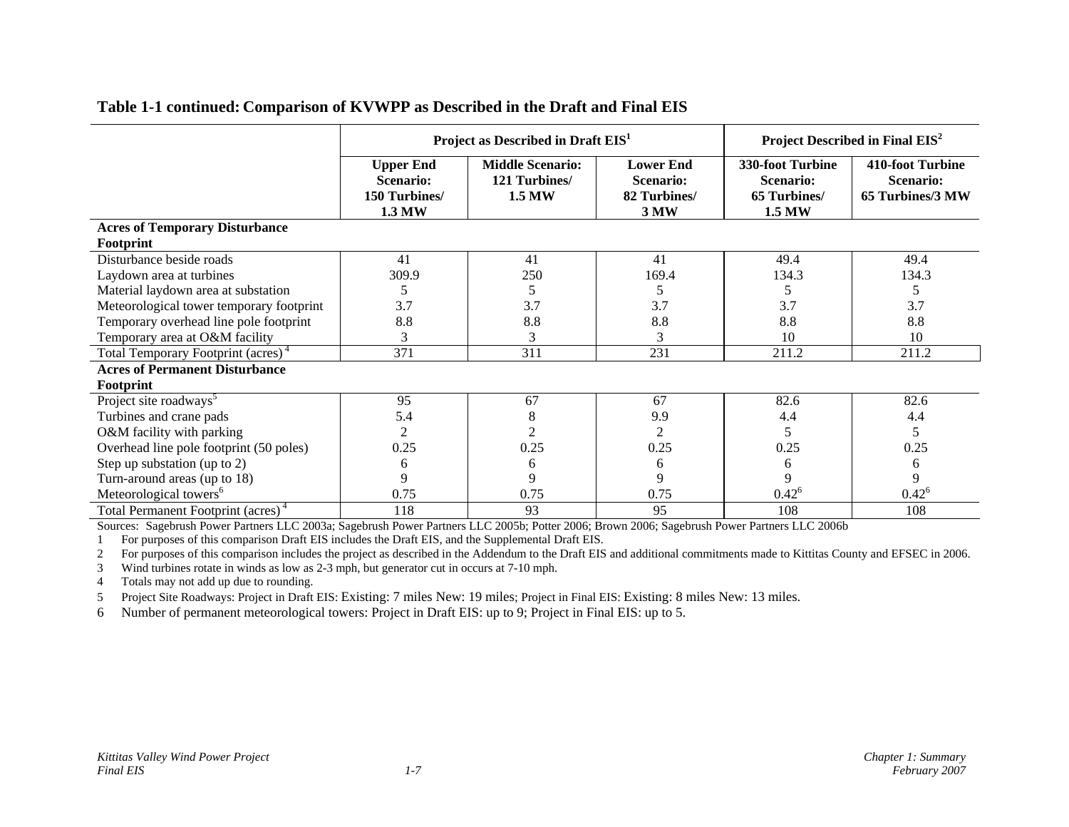**Table 1-1 continued: Comparison of KVWPP as Described in the Draft and Final EIS**

| | Project as Described in Draft EIS[1] | | | Project Described in Final EIS[2] | |
|---|---|---|---|---|---|
| | **Upper End Scenario: 150 Turbines/ 1.3 MW** | **Middle Scenario: 121 Turbines/ 1.5 MW** | **Lower End Scenario: 82 Turbines/ 3 MW** | **330-foot Turbine Scenario: 65 Turbines/ 1.5 MW** | **410-foot Turbine Scenario: 65 Turbines/3 MW** |
| **Acres of Temporary Disturbance Footprint** | | | | | |
| Disturbance beside roads | 41 | 41 | 41 | 49.4 | 49.4 |
| Laydown area at turbines | 309.9 | 250 | 169.4 | 134.3 | 134.3 |
| Material laydown area at substation | 5 | 5 | 5 | 5 | 5 |
| Meteorological tower temporary footprint | 3.7 | 3.7 | 3.7 | 3.7 | 3.7 |
| Temporary overhead line pole footprint | 8.8 | 8.8 | 8.8 | 8.8 | 8.8 |
| Temporary area at O&M facility | 3 | 3 | 3 | 10 | 10 |
| Total Temporary Footprint (acres)[4] | 371 | 311 | 231 | 211.2 | 211.2 |
| **Acres of Permanent Disturbance Footprint** | | | | | |
| Project site roadways[5] | 95 | 67 | 67 | 82.6 | 82.6 |
| Turbines and crane pads | 5.4 | 8 | 9.9 | 4.4 | 4.4 |
| O&M facility with parking | 2 | 2 | 2 | 5 | 5 |
| Overhead line pole footprint (50 poles) | 0.25 | 0.25 | 0.25 | 0.25 | 0.25 |
| Step up substation (up to 2) | 6 | 6 | 6 | 6 | 6 |
| Turn-around areas (up to 18) | 9 | 9 | 9 | 9 | 9 |
| Meteorological towers[6] | 0.75 | 0.75 | 0.75 | 0.42[6] | 0.42[6] |
| Total Permanent Footprint (acres)[4] | 118 | 93 | 95 | 108 | 108 |

Sources: Sagebrush Power Partners LLC 2003a; Sagebrush Power Partners LLC 2005b; Potter 2006; Brown 2006; Sagebrush Power Partners LLC 2006b

1 For purposes of this comparison Draft EIS includes the Draft EIS, and the Supplemental Draft EIS.

2 For purposes of this comparison includes the project as described in the Addendum to the Draft EIS and additional commitments made to Kittitas County and EFSEC in 2006.

3 Wind turbines rotate in winds as low as 2-3 mph, but generator cut in occurs at 7-10 mph.

4 Totals may not add up due to rounding.

5 Project Site Roadways: Project in Draft EIS: Existing: 7 miles New: 19 miles; Project in Final EIS: Existing: 8 miles New: 13 miles.

6 Number of permanent meteorological towers: Project in Draft EIS: up to 9; Project in Final EIS: up to 5.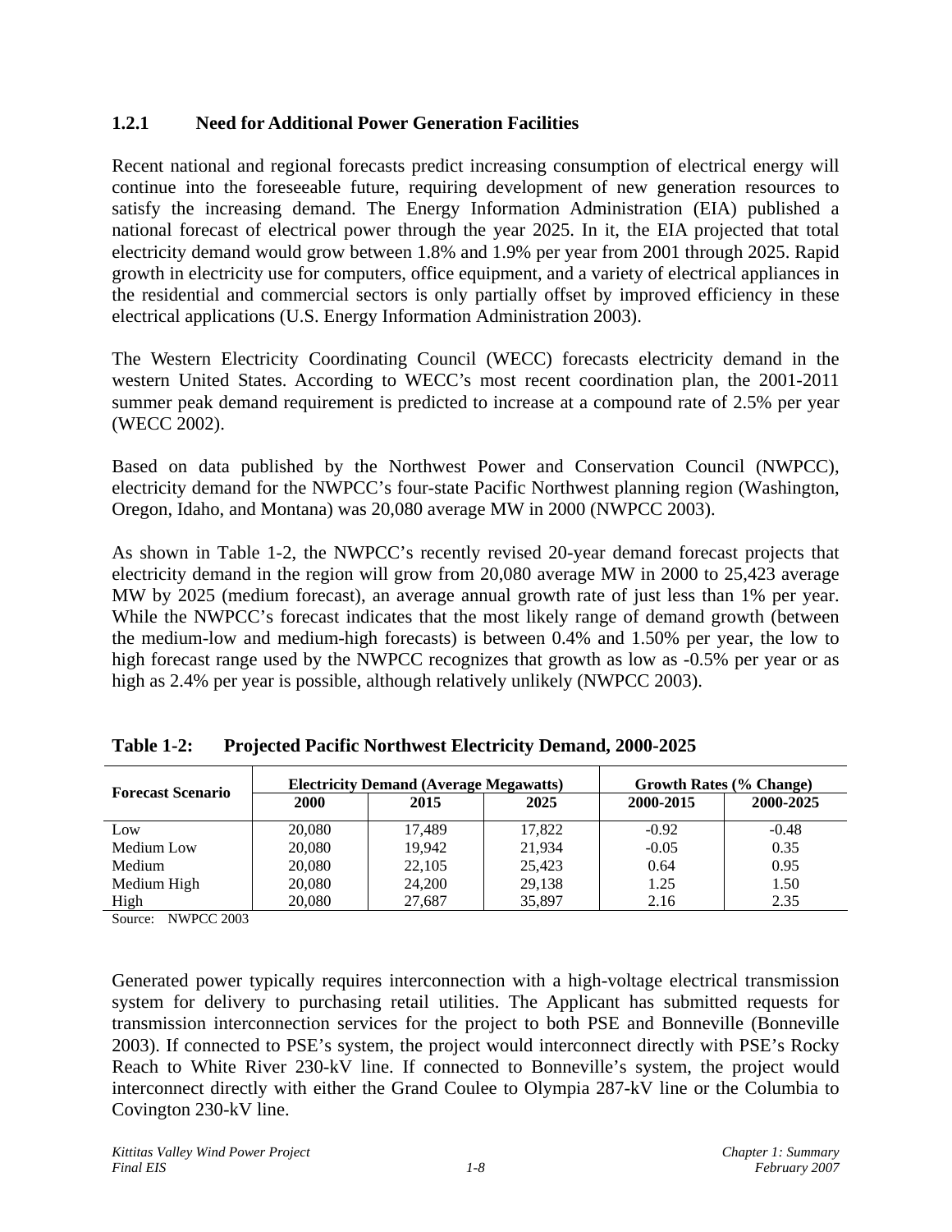### 1.2.1 Need for Additional Power Generation Facilities

Recent national and regional forecasts predict increasing consumption of electrical energy will continue into the foreseeable future, requiring development of new generation resources to satisfy the increasing demand. The Energy Information Administration (EIA) published a national forecast of electrical power through the year 2025. In it, the EIA projected that total electricity demand would grow between 1.8% and 1.9% per year from 2001 through 2025. Rapid growth in electricity use for computers, office equipment, and a variety of electrical appliances in the residential and commercial sectors is only partially offset by improved efficiency in these electrical applications (U.S. Energy Information Administration 2003).

The Western Electricity Coordinating Council (WECC) forecasts electricity demand in the western United States. According to WECC's most recent coordination plan, the 2001-2011 summer peak demand requirement is predicted to increase at a compound rate of 2.5% per year (WECC 2002).

Based on data published by the Northwest Power and Conservation Council (NWPCC), electricity demand for the NWPCC's four-state Pacific Northwest planning region (Washington, Oregon, Idaho, and Montana) was 20,080 average MW in 2000 (NWPCC 2003).

As shown in Table 1-2, the NWPCC's recently revised 20-year demand forecast projects that electricity demand in the region will grow from 20,080 average MW in 2000 to 25,423 average MW by 2025 (medium forecast), an average annual growth rate of just less than 1% per year. While the NWPCC's forecast indicates that the most likely range of demand growth (between the medium-low and medium-high forecasts) is between 0.4% and 1.50% per year, the low to high forecast range used by the NWPCC recognizes that growth as low as -0.5% per year or as high as 2.4% per year is possible, although relatively unlikely (NWPCC 2003).

**Table 1-2: Projected Pacific Northwest Electricity Demand, 2000-2025**

| Forecast Scenario | Electricity Demand (Average Megawatts) | | | Growth Rates (% Change) | |
|---|---|---|---|---|---|
| | 2000 | 2015 | 2025 | 2000-2015 | 2000-2025 |
| Low | 20,080 | 17,489 | 17,822 | -0.92 | -0.48 |
| Medium Low | 20,080 | 19,942 | 21,934 | -0.05 | 0.35 |
| Medium | 20,080 | 22,105 | 25,423 | 0.64 | 0.95 |
| Medium High | 20,080 | 24,200 | 29,138 | 1.25 | 1.50 |
| High | 20,080 | 27,687 | 35,897 | 2.16 | 2.35 |

Source: NWPCC 2003

Generated power typically requires interconnection with a high-voltage electrical transmission system for delivery to purchasing retail utilities. The Applicant has submitted requests for transmission interconnection services for the project to both PSE and Bonneville (Bonneville 2003). If connected to PSE's system, the project would interconnect directly with PSE's Rocky Reach to White River 230-kV line. If connected to Bonneville's system, the project would interconnect directly with either the Grand Coulee to Olympia 287-kV line or the Columbia to Covington 230-kV line.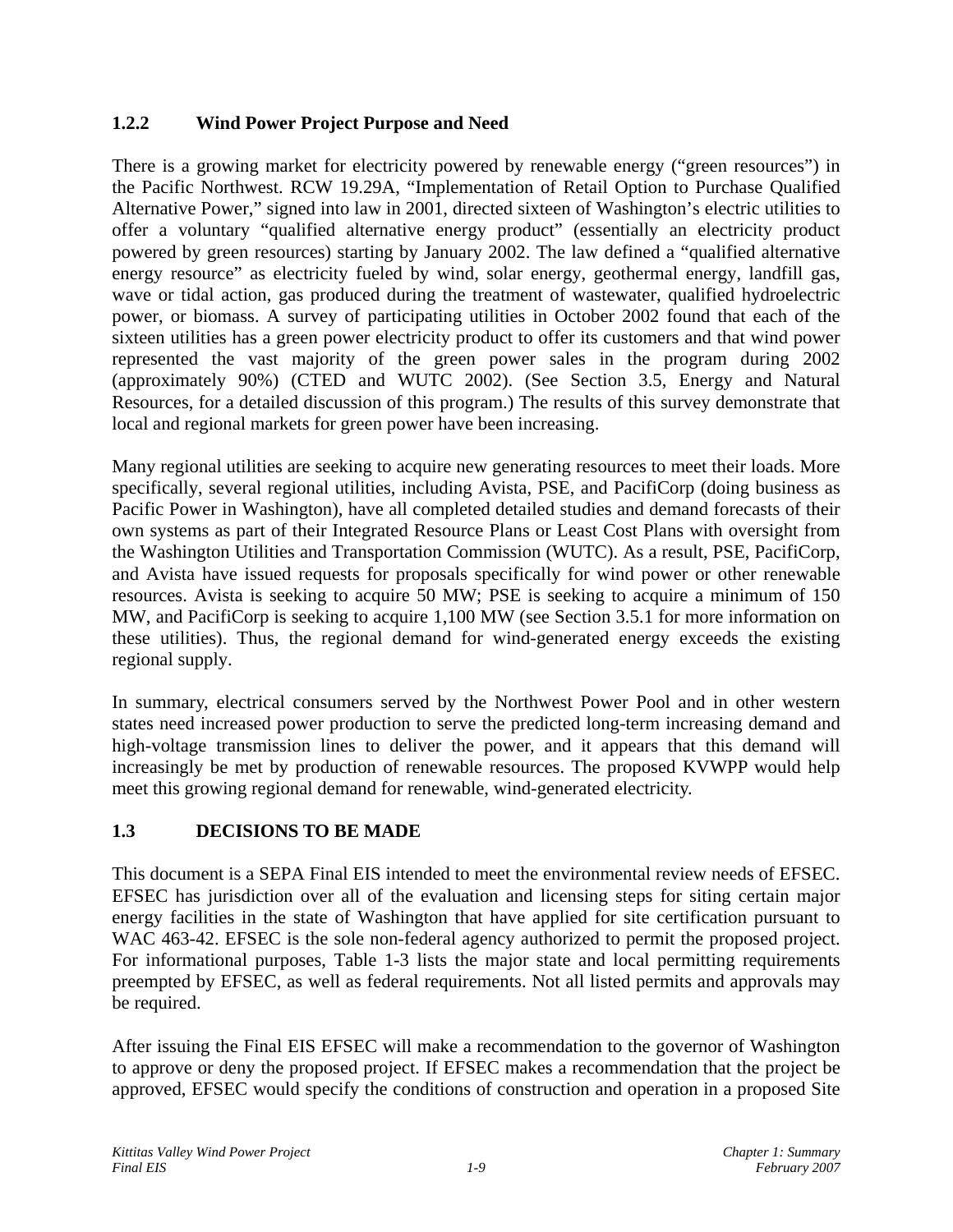### 1.2.2 Wind Power Project Purpose and Need

There is a growing market for electricity powered by renewable energy ("green resources") in the Pacific Northwest. RCW 19.29A, "Implementation of Retail Option to Purchase Qualified Alternative Power," signed into law in 2001, directed sixteen of Washington's electric utilities to offer a voluntary "qualified alternative energy product" (essentially an electricity product powered by green resources) starting by January 2002. The law defined a "qualified alternative energy resource" as electricity fueled by wind, solar energy, geothermal energy, landfill gas, wave or tidal action, gas produced during the treatment of wastewater, qualified hydroelectric power, or biomass. A survey of participating utilities in October 2002 found that each of the sixteen utilities has a green power electricity product to offer its customers and that wind power represented the vast majority of the green power sales in the program during 2002 (approximately 90%) (CTED and WUTC 2002). (See Section 3.5, Energy and Natural Resources, for a detailed discussion of this program.) The results of this survey demonstrate that local and regional markets for green power have been increasing.

Many regional utilities are seeking to acquire new generating resources to meet their loads. More specifically, several regional utilities, including Avista, PSE, and PacifiCorp (doing business as Pacific Power in Washington), have all completed detailed studies and demand forecasts of their own systems as part of their Integrated Resource Plans or Least Cost Plans with oversight from the Washington Utilities and Transportation Commission (WUTC). As a result, PSE, PacifiCorp, and Avista have issued requests for proposals specifically for wind power or other renewable resources. Avista is seeking to acquire 50 MW; PSE is seeking to acquire a minimum of 150 MW, and PacifiCorp is seeking to acquire 1,100 MW (see Section 3.5.1 for more information on these utilities). Thus, the regional demand for wind-generated energy exceeds the existing regional supply.

In summary, electrical consumers served by the Northwest Power Pool and in other western states need increased power production to serve the predicted long-term increasing demand and high-voltage transmission lines to deliver the power, and it appears that this demand will increasingly be met by production of renewable resources. The proposed KVWPP would help meet this growing regional demand for renewable, wind-generated electricity.

## 1.3 DECISIONS TO BE MADE

This document is a SEPA Final EIS intended to meet the environmental review needs of EFSEC. EFSEC has jurisdiction over all of the evaluation and licensing steps for siting certain major energy facilities in the state of Washington that have applied for site certification pursuant to WAC 463-42. EFSEC is the sole non-federal agency authorized to permit the proposed project. For informational purposes, Table 1-3 lists the major state and local permitting requirements preempted by EFSEC, as well as federal requirements. Not all listed permits and approvals may be required.

After issuing the Final EIS EFSEC will make a recommendation to the governor of Washington to approve or deny the proposed project. If EFSEC makes a recommendation that the project be approved, EFSEC would specify the conditions of construction and operation in a proposed Site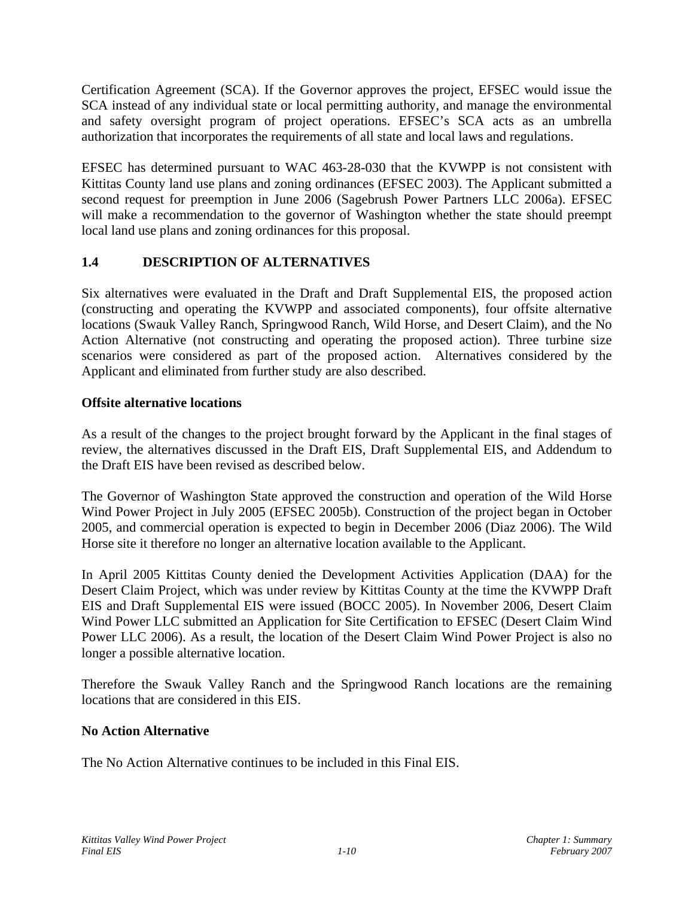Certification Agreement (SCA). If the Governor approves the project, EFSEC would issue the SCA instead of any individual state or local permitting authority, and manage the environmental and safety oversight program of project operations. EFSEC's SCA acts as an umbrella authorization that incorporates the requirements of all state and local laws and regulations.

EFSEC has determined pursuant to WAC 463-28-030 that the KVWPP is not consistent with Kittitas County land use plans and zoning ordinances (EFSEC 2003). The Applicant submitted a second request for preemption in June 2006 (Sagebrush Power Partners LLC 2006a). EFSEC will make a recommendation to the governor of Washington whether the state should preempt local land use plans and zoning ordinances for this proposal.

## 1.4 DESCRIPTION OF ALTERNATIVES

Six alternatives were evaluated in the Draft and Draft Supplemental EIS, the proposed action (constructing and operating the KVWPP and associated components), four offsite alternative locations (Swauk Valley Ranch, Springwood Ranch, Wild Horse, and Desert Claim), and the No Action Alternative (not constructing and operating the proposed action). Three turbine size scenarios were considered as part of the proposed action. Alternatives considered by the Applicant and eliminated from further study are also described.

**Offsite alternative locations**

As a result of the changes to the project brought forward by the Applicant in the final stages of review, the alternatives discussed in the Draft EIS, Draft Supplemental EIS, and Addendum to the Draft EIS have been revised as described below.

The Governor of Washington State approved the construction and operation of the Wild Horse Wind Power Project in July 2005 (EFSEC 2005b). Construction of the project began in October 2005, and commercial operation is expected to begin in December 2006 (Diaz 2006). The Wild Horse site it therefore no longer an alternative location available to the Applicant.

In April 2005 Kittitas County denied the Development Activities Application (DAA) for the Desert Claim Project, which was under review by Kittitas County at the time the KVWPP Draft EIS and Draft Supplemental EIS were issued (BOCC 2005). In November 2006, Desert Claim Wind Power LLC submitted an Application for Site Certification to EFSEC (Desert Claim Wind Power LLC 2006). As a result, the location of the Desert Claim Wind Power Project is also no longer a possible alternative location.

Therefore the Swauk Valley Ranch and the Springwood Ranch locations are the remaining locations that are considered in this EIS.

**No Action Alternative**

The No Action Alternative continues to be included in this Final EIS.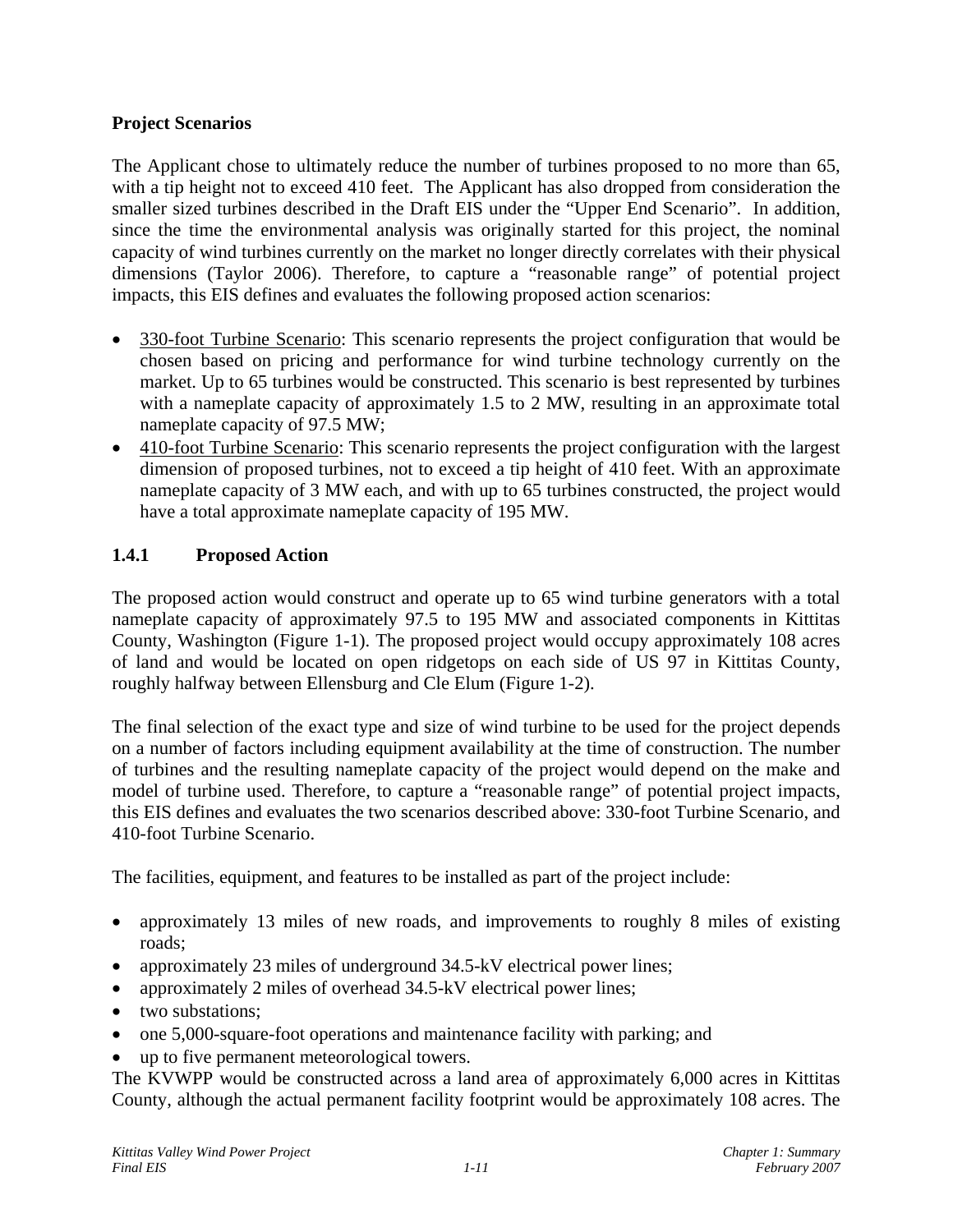**Project Scenarios**

The Applicant chose to ultimately reduce the number of turbines proposed to no more than 65, with a tip height not to exceed 410 feet. The Applicant has also dropped from consideration the smaller sized turbines described in the Draft EIS under the "Upper End Scenario". In addition, since the time the environmental analysis was originally started for this project, the nominal capacity of wind turbines currently on the market no longer directly correlates with their physical dimensions (Taylor 2006). Therefore, to capture a "reasonable range" of potential project impacts, this EIS defines and evaluates the following proposed action scenarios:

- <u>330-foot Turbine Scenario</u>: This scenario represents the project configuration that would be chosen based on pricing and performance for wind turbine technology currently on the market. Up to 65 turbines would be constructed. This scenario is best represented by turbines with a nameplate capacity of approximately 1.5 to 2 MW, resulting in an approximate total nameplate capacity of 97.5 MW;
- <u>410-foot Turbine Scenario</u>: This scenario represents the project configuration with the largest dimension of proposed turbines, not to exceed a tip height of 410 feet. With an approximate nameplate capacity of 3 MW each, and with up to 65 turbines constructed, the project would have a total approximate nameplate capacity of 195 MW.

### 1.4.1 Proposed Action

The proposed action would construct and operate up to 65 wind turbine generators with a total nameplate capacity of approximately 97.5 to 195 MW and associated components in Kittitas County, Washington (Figure 1-1). The proposed project would occupy approximately 108 acres of land and would be located on open ridgetops on each side of US 97 in Kittitas County, roughly halfway between Ellensburg and Cle Elum (Figure 1-2).

The final selection of the exact type and size of wind turbine to be used for the project depends on a number of factors including equipment availability at the time of construction. The number of turbines and the resulting nameplate capacity of the project would depend on the make and model of turbine used. Therefore, to capture a "reasonable range" of potential project impacts, this EIS defines and evaluates the two scenarios described above: 330-foot Turbine Scenario, and 410-foot Turbine Scenario.

The facilities, equipment, and features to be installed as part of the project include:

- approximately 13 miles of new roads, and improvements to roughly 8 miles of existing roads;
- approximately 23 miles of underground 34.5-kV electrical power lines;
- approximately 2 miles of overhead 34.5-kV electrical power lines;
- two substations;
- one 5,000-square-foot operations and maintenance facility with parking; and
- up to five permanent meteorological towers.

The KVWPP would be constructed across a land area of approximately 6,000 acres in Kittitas County, although the actual permanent facility footprint would be approximately 108 acres. The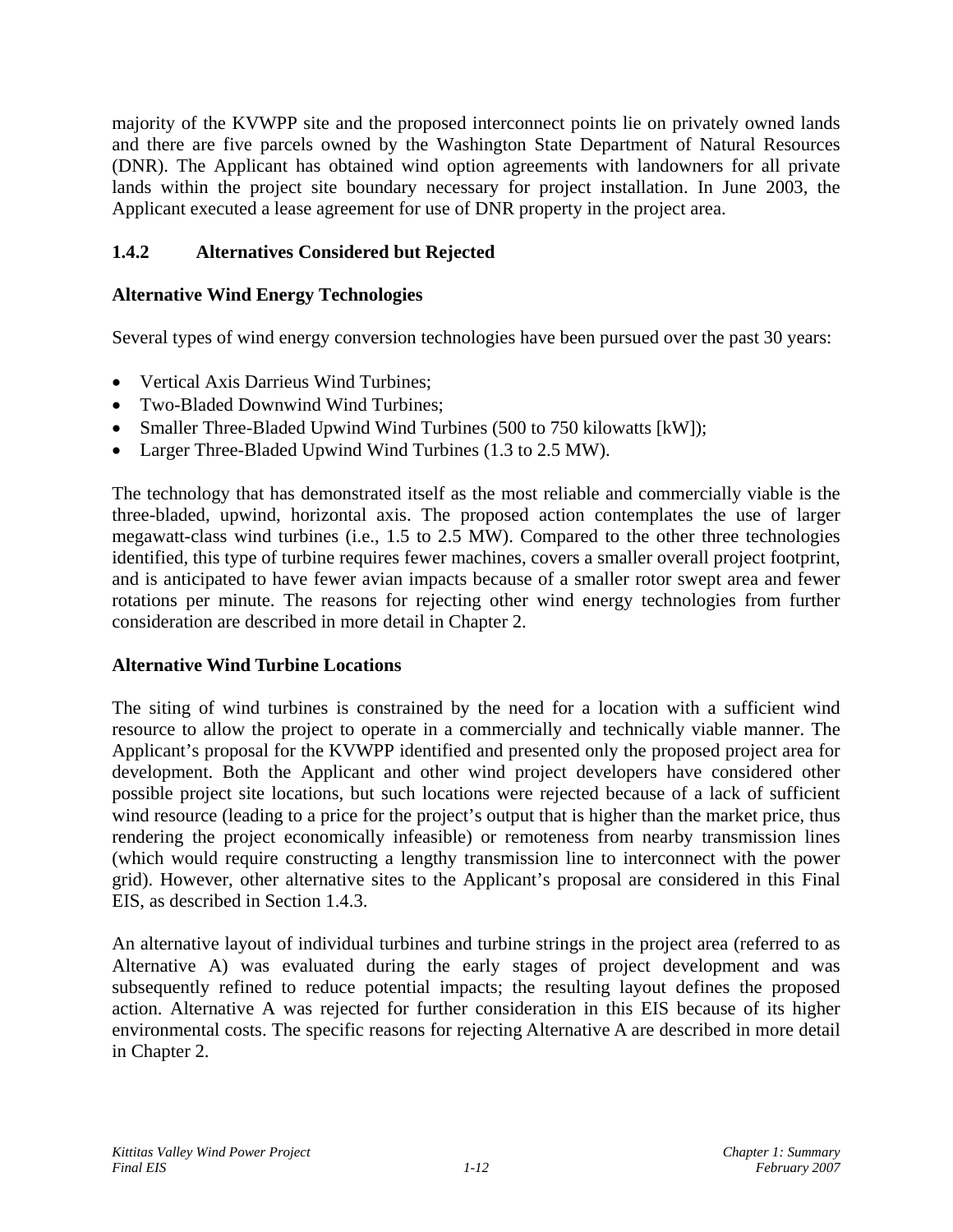majority of the KVWPP site and the proposed interconnect points lie on privately owned lands and there are five parcels owned by the Washington State Department of Natural Resources (DNR). The Applicant has obtained wind option agreements with landowners for all private lands within the project site boundary necessary for project installation. In June 2003, the Applicant executed a lease agreement for use of DNR property in the project area.

### 1.4.2 Alternatives Considered but Rejected

**Alternative Wind Energy Technologies**

Several types of wind energy conversion technologies have been pursued over the past 30 years:

- Vertical Axis Darrieus Wind Turbines;
- Two-Bladed Downwind Wind Turbines;
- Smaller Three-Bladed Upwind Wind Turbines (500 to 750 kilowatts [kW]);
- Larger Three-Bladed Upwind Wind Turbines (1.3 to 2.5 MW).

The technology that has demonstrated itself as the most reliable and commercially viable is the three-bladed, upwind, horizontal axis. The proposed action contemplates the use of larger megawatt-class wind turbines (i.e., 1.5 to 2.5 MW). Compared to the other three technologies identified, this type of turbine requires fewer machines, covers a smaller overall project footprint, and is anticipated to have fewer avian impacts because of a smaller rotor swept area and fewer rotations per minute. The reasons for rejecting other wind energy technologies from further consideration are described in more detail in Chapter 2.

**Alternative Wind Turbine Locations**

The siting of wind turbines is constrained by the need for a location with a sufficient wind resource to allow the project to operate in a commercially and technically viable manner. The Applicant's proposal for the KVWPP identified and presented only the proposed project area for development. Both the Applicant and other wind project developers have considered other possible project site locations, but such locations were rejected because of a lack of sufficient wind resource (leading to a price for the project's output that is higher than the market price, thus rendering the project economically infeasible) or remoteness from nearby transmission lines (which would require constructing a lengthy transmission line to interconnect with the power grid). However, other alternative sites to the Applicant's proposal are considered in this Final EIS, as described in Section 1.4.3.

An alternative layout of individual turbines and turbine strings in the project area (referred to as Alternative A) was evaluated during the early stages of project development and was subsequently refined to reduce potential impacts; the resulting layout defines the proposed action. Alternative A was rejected for further consideration in this EIS because of its higher environmental costs. The specific reasons for rejecting Alternative A are described in more detail in Chapter 2.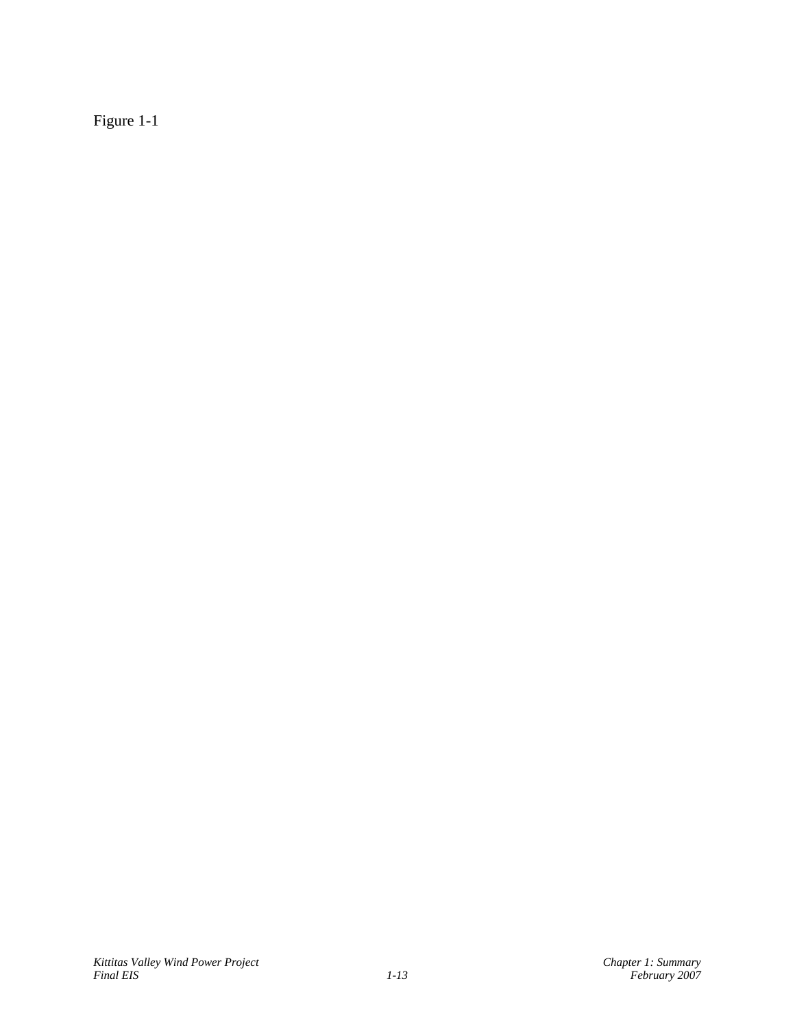Figure 1-1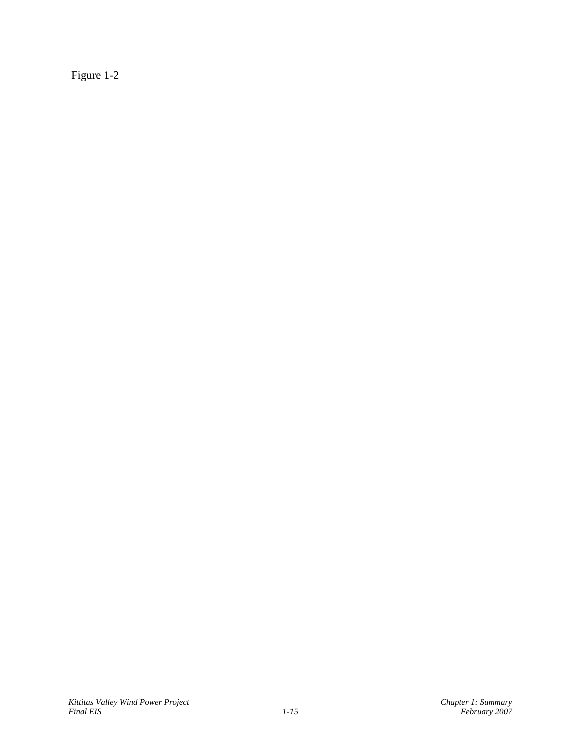Figure 1-2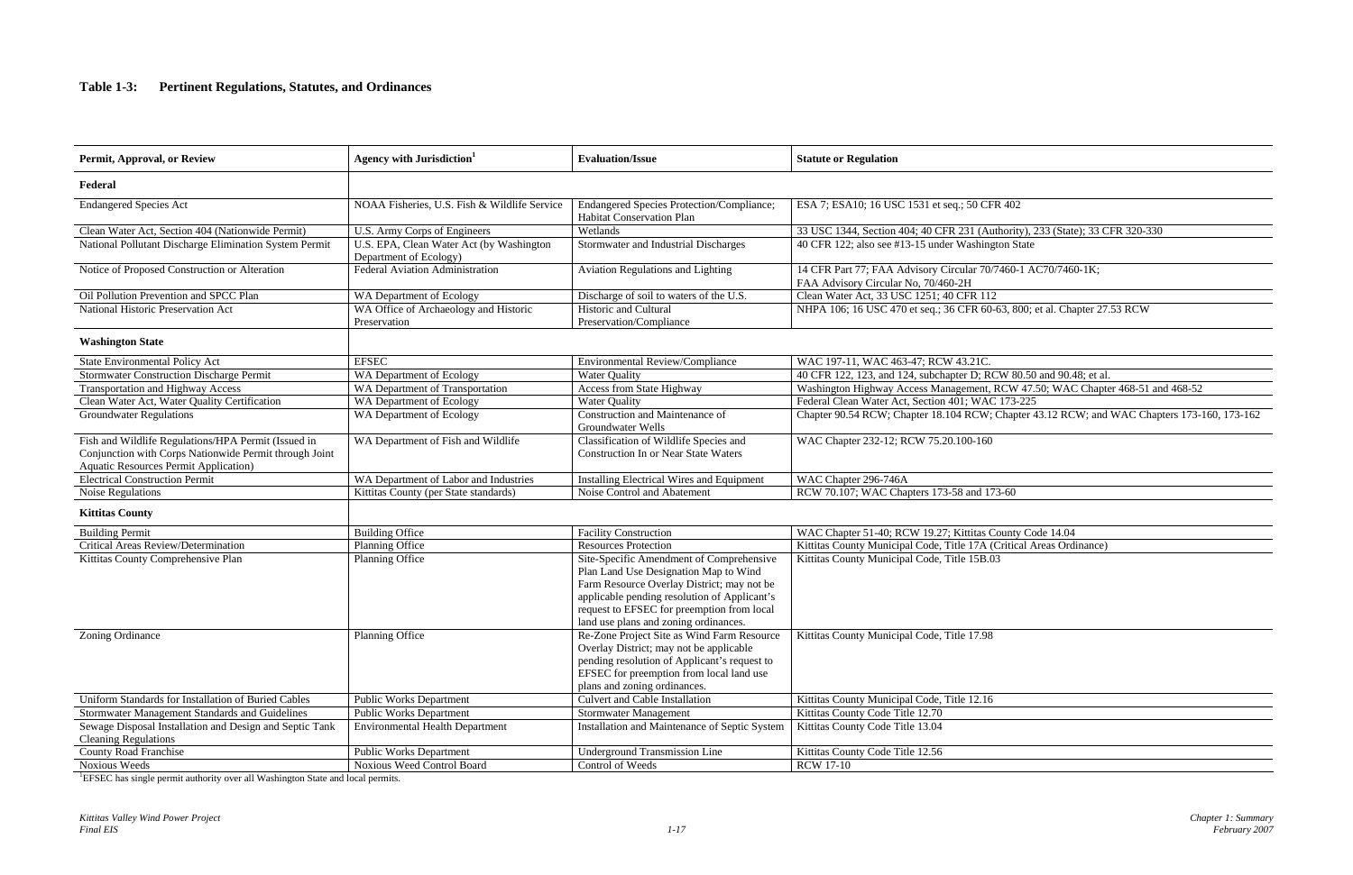### Table 1-3: Pertinent Regulations, Statutes, and Ordinances

| Permit, Approval, or Review | Agency with Jurisdiction[1] | Evaluation/Issue | Statute or Regulation |
|---|---|---|---|
| **Federal** | | | |
| Endangered Species Act | NOAA Fisheries, U.S. Fish & Wildlife Service | Endangered Species Protection/Compliance; Habitat Conservation Plan | ESA 7; ESA10; 16 USC 1531 et seq.; 50 CFR 402 |
| Clean Water Act, Section 404 (Nationwide Permit) | U.S. Army Corps of Engineers | Wetlands | 33 USC 1344, Section 404; 40 CFR 231 (Authority), 233 (State); 33 CFR 320-330 |
| National Pollutant Discharge Elimination System Permit | U.S. EPA, Clean Water Act (by Washington Department of Ecology) | Stormwater and Industrial Discharges | 40 CFR 122; also see #13-15 under Washington State |
| Notice of Proposed Construction or Alteration | Federal Aviation Administration | Aviation Regulations and Lighting | 14 CFR Part 77; FAA Advisory Circular 70/7460-1 AC70/7460-1K; FAA Advisory Circular No, 70/460-2H |
| Oil Pollution Prevention and SPCC Plan | WA Department of Ecology | Discharge of soil to waters of the U.S. | Clean Water Act, 33 USC 1251; 40 CFR 112 |
| National Historic Preservation Act | WA Office of Archaeology and Historic Preservation | Historic and Cultural Preservation/Compliance | NHPA 106; 16 USC 470 et seq.; 36 CFR 60-63, 800; et al. Chapter 27.53 RCW |
| **Washington State** | | | |
| State Environmental Policy Act | EFSEC | Environmental Review/Compliance | WAC 197-11, WAC 463-47; RCW 43.21C. |
| Stormwater Construction Discharge Permit | WA Department of Ecology | Water Quality | 40 CFR 122, 123, and 124, subchapter D; RCW 80.50 and 90.48; et al. |
| Transportation and Highway Access | WA Department of Transportation | Access from State Highway | Washington Highway Access Management, RCW 47.50; WAC Chapter 468-51 and 468-52 |
| Clean Water Act, Water Quality Certification | WA Department of Ecology | Water Quality | Federal Clean Water Act, Section 401; WAC 173-225 |
| Groundwater Regulations | WA Department of Ecology | Construction and Maintenance of Groundwater Wells | Chapter 90.54 RCW; Chapter 18.104 RCW; Chapter 43.12 RCW; and WAC Chapters 173-160, 173-162 |
| Fish and Wildlife Regulations/HPA Permit (Issued in Conjunction with Corps Nationwide Permit through Joint Aquatic Resources Permit Application) | WA Department of Fish and Wildlife | Classification of Wildlife Species and Construction In or Near State Waters | WAC Chapter 232-12; RCW 75.20.100-160 |
| Electrical Construction Permit | WA Department of Labor and Industries | Installing Electrical Wires and Equipment | WAC Chapter 296-746A |
| Noise Regulations | Kittitas County (per State standards) | Noise Control and Abatement | RCW 70.107; WAC Chapters 173-58 and 173-60 |
| **Kittitas County** | | | |
| Building Permit | Building Office | Facility Construction | WAC Chapter 51-40; RCW 19.27; Kittitas County Code 14.04 |
| Critical Areas Review/Determination | Planning Office | Resources Protection | Kittitas County Municipal Code, Title 17A (Critical Areas Ordinance) |
| Kittitas County Comprehensive Plan | Planning Office | Site-Specific Amendment of Comprehensive Plan Land Use Designation Map to Wind Farm Resource Overlay District; may not be applicable pending resolution of Applicant's request to EFSEC for preemption from local land use plans and zoning ordinances. | Kittitas County Municipal Code, Title 15B.03 |
| Zoning Ordinance | Planning Office | Re-Zone Project Site as Wind Farm Resource Overlay District; may not be applicable pending resolution of Applicant's request to EFSEC for preemption from local land use plans and zoning ordinances. | Kittitas County Municipal Code, Title 17.98 |
| Uniform Standards for Installation of Buried Cables | Public Works Department | Culvert and Cable Installation | Kittitas County Municipal Code, Title 12.16 |
| Stormwater Management Standards and Guidelines | Public Works Department | Stormwater Management | Kittitas County Code Title 12.70 |
| Sewage Disposal Installation and Design and Septic Tank Cleaning Regulations | Environmental Health Department | Installation and Maintenance of Septic System | Kittitas County Code Title 13.04 |
| County Road Franchise | Public Works Department | Underground Transmission Line | Kittitas County Code Title 12.56 |
| Noxious Weeds | Noxious Weed Control Board | Control of Weeds | RCW 17-10 |

[1]EFSEC has single permit authority over all Washington State and local permits.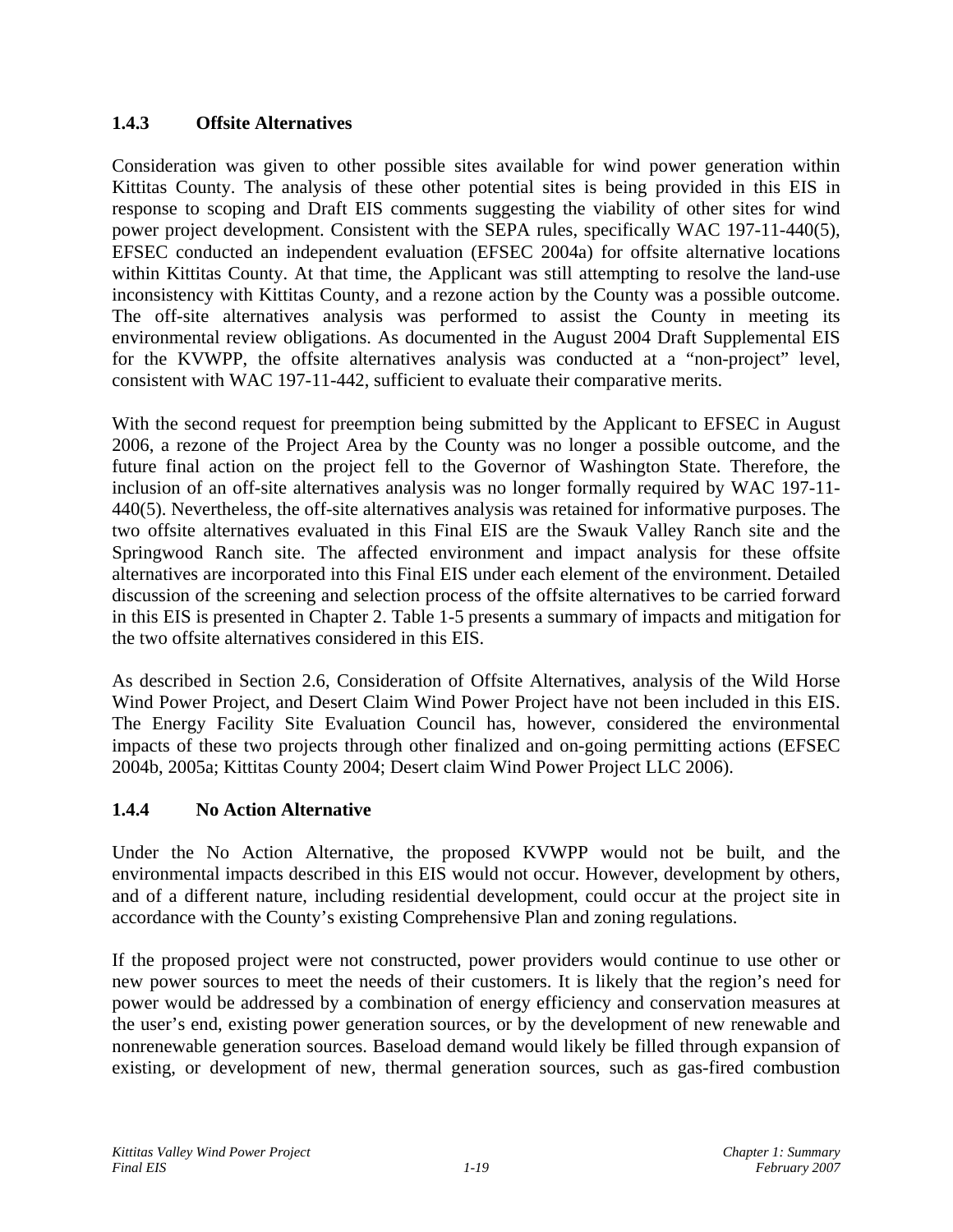### 1.4.3 Offsite Alternatives

Consideration was given to other possible sites available for wind power generation within Kittitas County. The analysis of these other potential sites is being provided in this EIS in response to scoping and Draft EIS comments suggesting the viability of other sites for wind power project development. Consistent with the SEPA rules, specifically WAC 197-11-440(5), EFSEC conducted an independent evaluation (EFSEC 2004a) for offsite alternative locations within Kittitas County. At that time, the Applicant was still attempting to resolve the land-use inconsistency with Kittitas County, and a rezone action by the County was a possible outcome. The off-site alternatives analysis was performed to assist the County in meeting its environmental review obligations. As documented in the August 2004 Draft Supplemental EIS for the KVWPP, the offsite alternatives analysis was conducted at a "non-project" level, consistent with WAC 197-11-442, sufficient to evaluate their comparative merits.

With the second request for preemption being submitted by the Applicant to EFSEC in August 2006, a rezone of the Project Area by the County was no longer a possible outcome, and the future final action on the project fell to the Governor of Washington State. Therefore, the inclusion of an off-site alternatives analysis was no longer formally required by WAC 197-11-440(5). Nevertheless, the off-site alternatives analysis was retained for informative purposes. The two offsite alternatives evaluated in this Final EIS are the Swauk Valley Ranch site and the Springwood Ranch site. The affected environment and impact analysis for these offsite alternatives are incorporated into this Final EIS under each element of the environment. Detailed discussion of the screening and selection process of the offsite alternatives to be carried forward in this EIS is presented in Chapter 2. Table 1-5 presents a summary of impacts and mitigation for the two offsite alternatives considered in this EIS.

As described in Section 2.6, Consideration of Offsite Alternatives, analysis of the Wild Horse Wind Power Project, and Desert Claim Wind Power Project have not been included in this EIS. The Energy Facility Site Evaluation Council has, however, considered the environmental impacts of these two projects through other finalized and on-going permitting actions (EFSEC 2004b, 2005a; Kittitas County 2004; Desert claim Wind Power Project LLC 2006).

### 1.4.4 No Action Alternative

Under the No Action Alternative, the proposed KVWPP would not be built, and the environmental impacts described in this EIS would not occur. However, development by others, and of a different nature, including residential development, could occur at the project site in accordance with the County's existing Comprehensive Plan and zoning regulations.

If the proposed project were not constructed, power providers would continue to use other or new power sources to meet the needs of their customers. It is likely that the region's need for power would be addressed by a combination of energy efficiency and conservation measures at the user's end, existing power generation sources, or by the development of new renewable and nonrenewable generation sources. Baseload demand would likely be filled through expansion of existing, or development of new, thermal generation sources, such as gas-fired combustion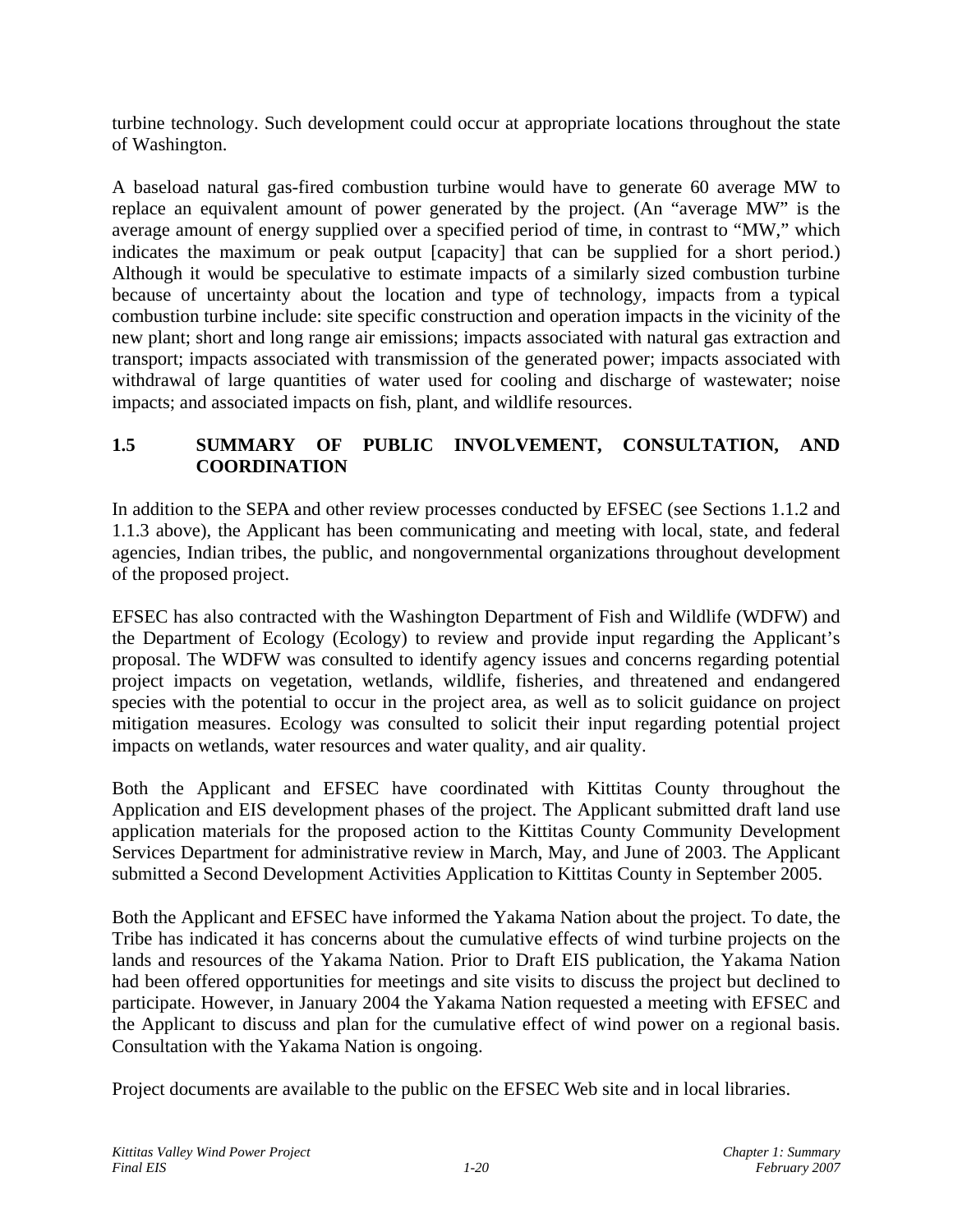turbine technology. Such development could occur at appropriate locations throughout the state of Washington.

A baseload natural gas-fired combustion turbine would have to generate 60 average MW to replace an equivalent amount of power generated by the project. (An "average MW" is the average amount of energy supplied over a specified period of time, in contrast to "MW," which indicates the maximum or peak output [capacity] that can be supplied for a short period.) Although it would be speculative to estimate impacts of a similarly sized combustion turbine because of uncertainty about the location and type of technology, impacts from a typical combustion turbine include: site specific construction and operation impacts in the vicinity of the new plant; short and long range air emissions; impacts associated with natural gas extraction and transport; impacts associated with transmission of the generated power; impacts associated with withdrawal of large quantities of water used for cooling and discharge of wastewater; noise impacts; and associated impacts on fish, plant, and wildlife resources.

## 1.5 SUMMARY OF PUBLIC INVOLVEMENT, CONSULTATION, AND COORDINATION

In addition to the SEPA and other review processes conducted by EFSEC (see Sections 1.1.2 and 1.1.3 above), the Applicant has been communicating and meeting with local, state, and federal agencies, Indian tribes, the public, and nongovernmental organizations throughout development of the proposed project.

EFSEC has also contracted with the Washington Department of Fish and Wildlife (WDFW) and the Department of Ecology (Ecology) to review and provide input regarding the Applicant's proposal. The WDFW was consulted to identify agency issues and concerns regarding potential project impacts on vegetation, wetlands, wildlife, fisheries, and threatened and endangered species with the potential to occur in the project area, as well as to solicit guidance on project mitigation measures. Ecology was consulted to solicit their input regarding potential project impacts on wetlands, water resources and water quality, and air quality.

Both the Applicant and EFSEC have coordinated with Kittitas County throughout the Application and EIS development phases of the project. The Applicant submitted draft land use application materials for the proposed action to the Kittitas County Community Development Services Department for administrative review in March, May, and June of 2003. The Applicant submitted a Second Development Activities Application to Kittitas County in September 2005.

Both the Applicant and EFSEC have informed the Yakama Nation about the project. To date, the Tribe has indicated it has concerns about the cumulative effects of wind turbine projects on the lands and resources of the Yakama Nation. Prior to Draft EIS publication, the Yakama Nation had been offered opportunities for meetings and site visits to discuss the project but declined to participate. However, in January 2004 the Yakama Nation requested a meeting with EFSEC and the Applicant to discuss and plan for the cumulative effect of wind power on a regional basis. Consultation with the Yakama Nation is ongoing.

Project documents are available to the public on the EFSEC Web site and in local libraries.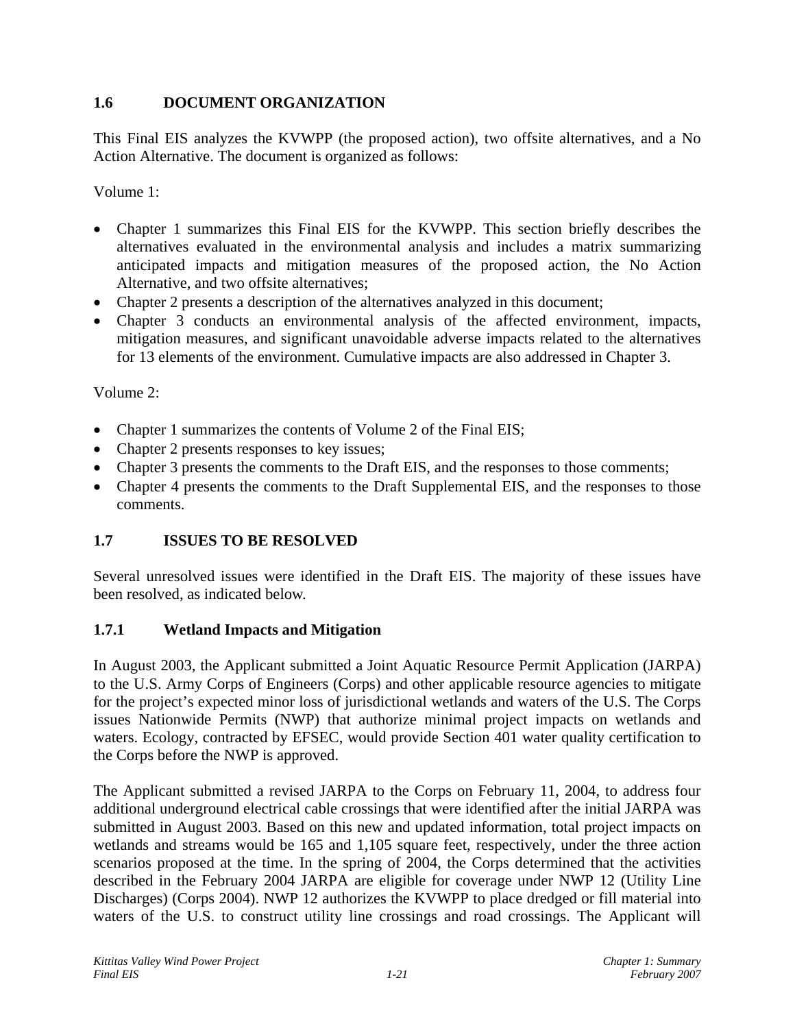## 1.6 DOCUMENT ORGANIZATION

This Final EIS analyzes the KVWPP (the proposed action), two offsite alternatives, and a No Action Alternative. The document is organized as follows:

Volume 1:

- Chapter 1 summarizes this Final EIS for the KVWPP. This section briefly describes the alternatives evaluated in the environmental analysis and includes a matrix summarizing anticipated impacts and mitigation measures of the proposed action, the No Action Alternative, and two offsite alternatives;
- Chapter 2 presents a description of the alternatives analyzed in this document;
- Chapter 3 conducts an environmental analysis of the affected environment, impacts, mitigation measures, and significant unavoidable adverse impacts related to the alternatives for 13 elements of the environment. Cumulative impacts are also addressed in Chapter 3.

Volume 2:

- Chapter 1 summarizes the contents of Volume 2 of the Final EIS;
- Chapter 2 presents responses to key issues;
- Chapter 3 presents the comments to the Draft EIS, and the responses to those comments;
- Chapter 4 presents the comments to the Draft Supplemental EIS, and the responses to those comments.

## 1.7 ISSUES TO BE RESOLVED

Several unresolved issues were identified in the Draft EIS. The majority of these issues have been resolved, as indicated below.

### 1.7.1 Wetland Impacts and Mitigation

In August 2003, the Applicant submitted a Joint Aquatic Resource Permit Application (JARPA) to the U.S. Army Corps of Engineers (Corps) and other applicable resource agencies to mitigate for the project's expected minor loss of jurisdictional wetlands and waters of the U.S. The Corps issues Nationwide Permits (NWP) that authorize minimal project impacts on wetlands and waters. Ecology, contracted by EFSEC, would provide Section 401 water quality certification to the Corps before the NWP is approved.

The Applicant submitted a revised JARPA to the Corps on February 11, 2004, to address four additional underground electrical cable crossings that were identified after the initial JARPA was submitted in August 2003. Based on this new and updated information, total project impacts on wetlands and streams would be 165 and 1,105 square feet, respectively, under the three action scenarios proposed at the time. In the spring of 2004, the Corps determined that the activities described in the February 2004 JARPA are eligible for coverage under NWP 12 (Utility Line Discharges) (Corps 2004). NWP 12 authorizes the KVWPP to place dredged or fill material into waters of the U.S. to construct utility line crossings and road crossings. The Applicant will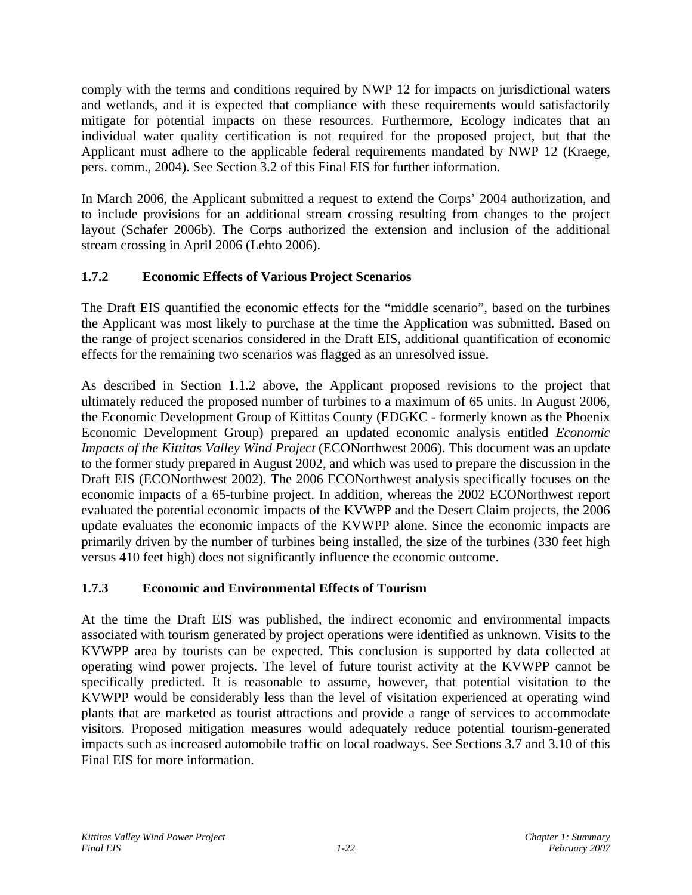comply with the terms and conditions required by NWP 12 for impacts on jurisdictional waters and wetlands, and it is expected that compliance with these requirements would satisfactorily mitigate for potential impacts on these resources. Furthermore, Ecology indicates that an individual water quality certification is not required for the proposed project, but that the Applicant must adhere to the applicable federal requirements mandated by NWP 12 (Kraege, pers. comm., 2004). See Section 3.2 of this Final EIS for further information.

In March 2006, the Applicant submitted a request to extend the Corps' 2004 authorization, and to include provisions for an additional stream crossing resulting from changes to the project layout (Schafer 2006b). The Corps authorized the extension and inclusion of the additional stream crossing in April 2006 (Lehto 2006).

### 1.7.2 Economic Effects of Various Project Scenarios

The Draft EIS quantified the economic effects for the "middle scenario", based on the turbines the Applicant was most likely to purchase at the time the Application was submitted. Based on the range of project scenarios considered in the Draft EIS, additional quantification of economic effects for the remaining two scenarios was flagged as an unresolved issue.

As described in Section 1.1.2 above, the Applicant proposed revisions to the project that ultimately reduced the proposed number of turbines to a maximum of 65 units. In August 2006, the Economic Development Group of Kittitas County (EDGKC - formerly known as the Phoenix Economic Development Group) prepared an updated economic analysis entitled *Economic Impacts of the Kittitas Valley Wind Project* (ECONorthwest 2006). This document was an update to the former study prepared in August 2002, and which was used to prepare the discussion in the Draft EIS (ECONorthwest 2002). The 2006 ECONorthwest analysis specifically focuses on the economic impacts of a 65-turbine project. In addition, whereas the 2002 ECONorthwest report evaluated the potential economic impacts of the KVWPP and the Desert Claim projects, the 2006 update evaluates the economic impacts of the KVWPP alone. Since the economic impacts are primarily driven by the number of turbines being installed, the size of the turbines (330 feet high versus 410 feet high) does not significantly influence the economic outcome.

### 1.7.3 Economic and Environmental Effects of Tourism

At the time the Draft EIS was published, the indirect economic and environmental impacts associated with tourism generated by project operations were identified as unknown. Visits to the KVWPP area by tourists can be expected. This conclusion is supported by data collected at operating wind power projects. The level of future tourist activity at the KVWPP cannot be specifically predicted. It is reasonable to assume, however, that potential visitation to the KVWPP would be considerably less than the level of visitation experienced at operating wind plants that are marketed as tourist attractions and provide a range of services to accommodate visitors. Proposed mitigation measures would adequately reduce potential tourism-generated impacts such as increased automobile traffic on local roadways. See Sections 3.7 and 3.10 of this Final EIS for more information.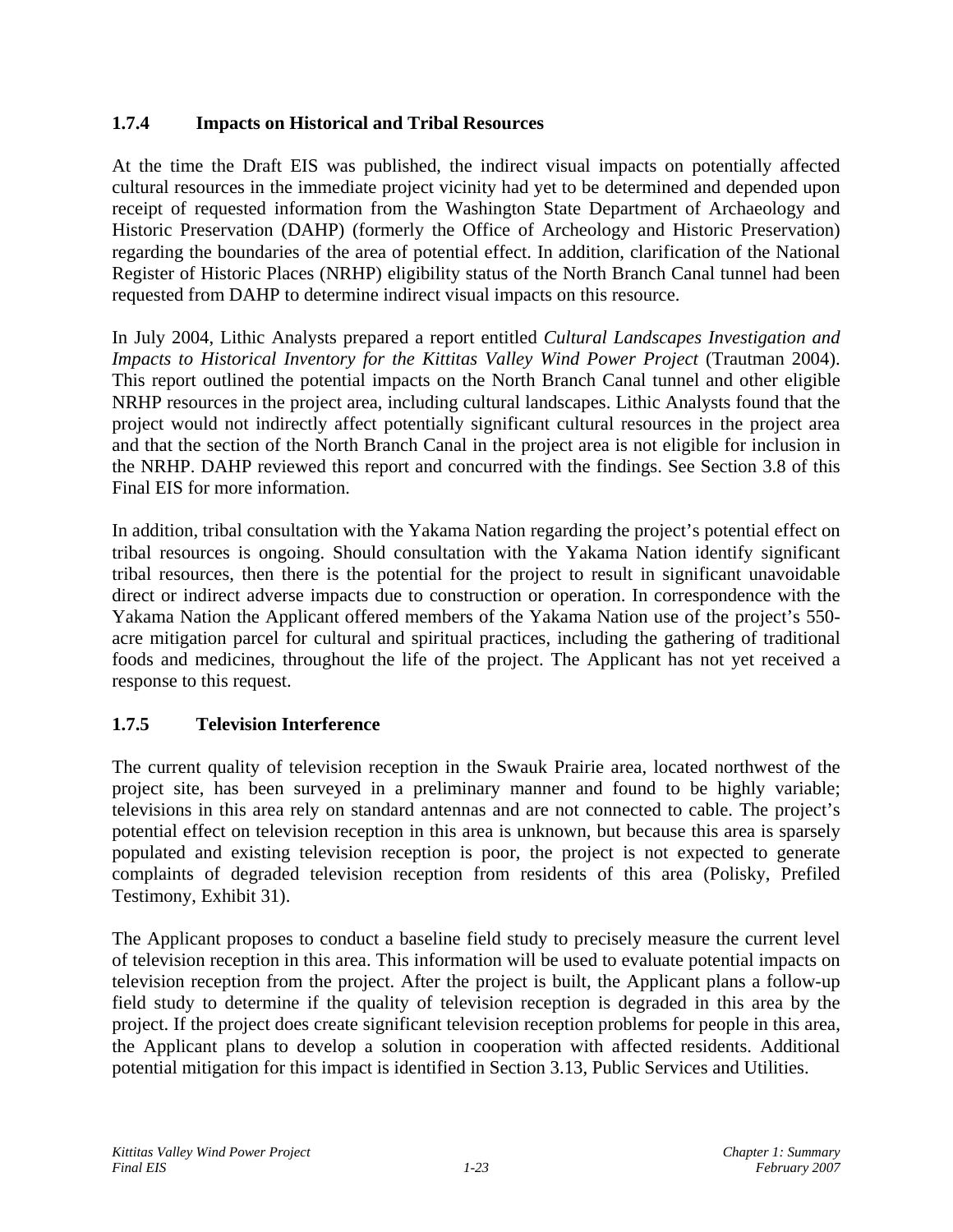### 1.7.4 Impacts on Historical and Tribal Resources

At the time the Draft EIS was published, the indirect visual impacts on potentially affected cultural resources in the immediate project vicinity had yet to be determined and depended upon receipt of requested information from the Washington State Department of Archaeology and Historic Preservation (DAHP) (formerly the Office of Archeology and Historic Preservation) regarding the boundaries of the area of potential effect. In addition, clarification of the National Register of Historic Places (NRHP) eligibility status of the North Branch Canal tunnel had been requested from DAHP to determine indirect visual impacts on this resource.

In July 2004, Lithic Analysts prepared a report entitled *Cultural Landscapes Investigation and Impacts to Historical Inventory for the Kittitas Valley Wind Power Project* (Trautman 2004). This report outlined the potential impacts on the North Branch Canal tunnel and other eligible NRHP resources in the project area, including cultural landscapes. Lithic Analysts found that the project would not indirectly affect potentially significant cultural resources in the project area and that the section of the North Branch Canal in the project area is not eligible for inclusion in the NRHP. DAHP reviewed this report and concurred with the findings. See Section 3.8 of this Final EIS for more information.

In addition, tribal consultation with the Yakama Nation regarding the project's potential effect on tribal resources is ongoing. Should consultation with the Yakama Nation identify significant tribal resources, then there is the potential for the project to result in significant unavoidable direct or indirect adverse impacts due to construction or operation. In correspondence with the Yakama Nation the Applicant offered members of the Yakama Nation use of the project's 550-acre mitigation parcel for cultural and spiritual practices, including the gathering of traditional foods and medicines, throughout the life of the project. The Applicant has not yet received a response to this request.

### 1.7.5 Television Interference

The current quality of television reception in the Swauk Prairie area, located northwest of the project site, has been surveyed in a preliminary manner and found to be highly variable; televisions in this area rely on standard antennas and are not connected to cable. The project's potential effect on television reception in this area is unknown, but because this area is sparsely populated and existing television reception is poor, the project is not expected to generate complaints of degraded television reception from residents of this area (Polisky, Prefiled Testimony, Exhibit 31).

The Applicant proposes to conduct a baseline field study to precisely measure the current level of television reception in this area. This information will be used to evaluate potential impacts on television reception from the project. After the project is built, the Applicant plans a follow-up field study to determine if the quality of television reception is degraded in this area by the project. If the project does create significant television reception problems for people in this area, the Applicant plans to develop a solution in cooperation with affected residents. Additional potential mitigation for this impact is identified in Section 3.13, Public Services and Utilities.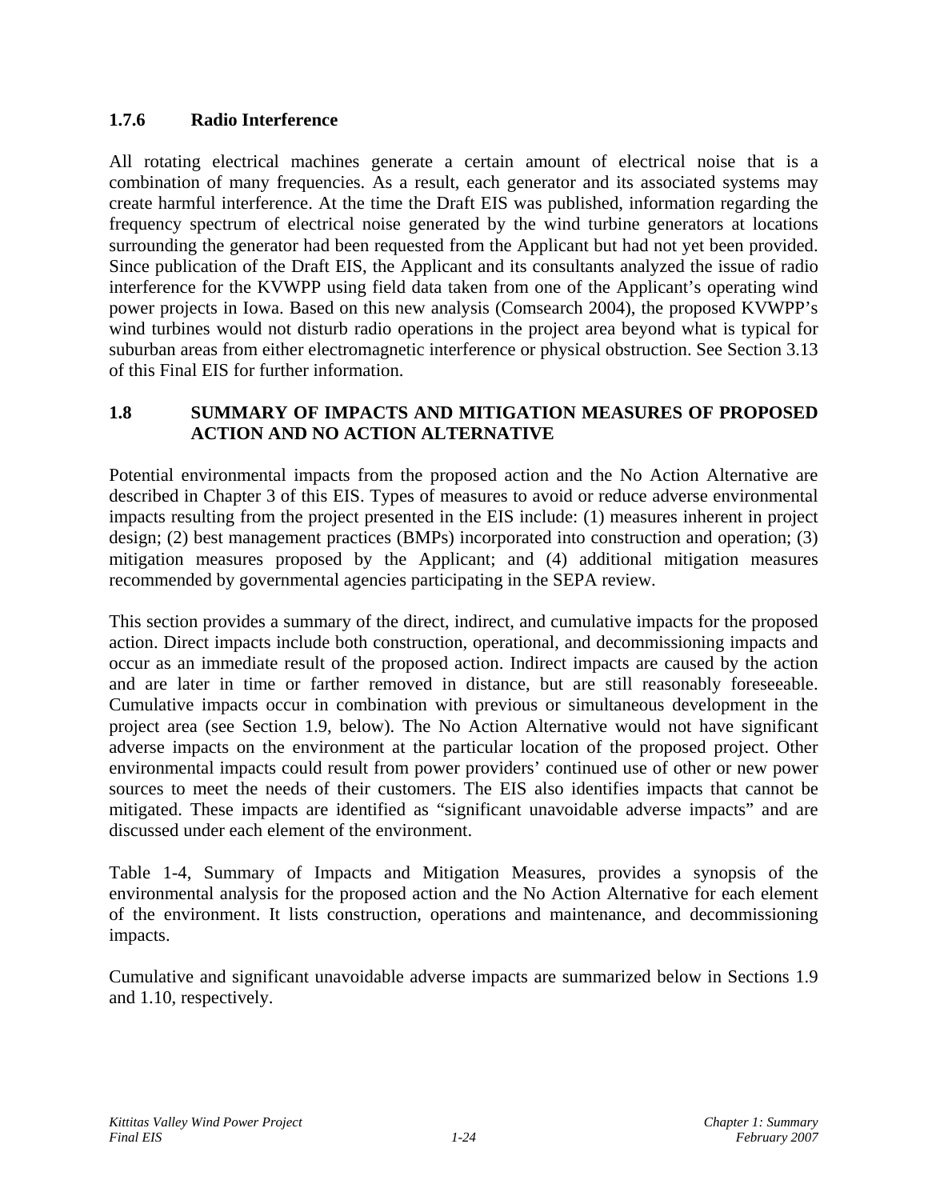### 1.7.6 Radio Interference

All rotating electrical machines generate a certain amount of electrical noise that is a combination of many frequencies. As a result, each generator and its associated systems may create harmful interference. At the time the Draft EIS was published, information regarding the frequency spectrum of electrical noise generated by the wind turbine generators at locations surrounding the generator had been requested from the Applicant but had not yet been provided. Since publication of the Draft EIS, the Applicant and its consultants analyzed the issue of radio interference for the KVWPP using field data taken from one of the Applicant's operating wind power projects in Iowa. Based on this new analysis (Comsearch 2004), the proposed KVWPP's wind turbines would not disturb radio operations in the project area beyond what is typical for suburban areas from either electromagnetic interference or physical obstruction. See Section 3.13 of this Final EIS for further information.

## 1.8 SUMMARY OF IMPACTS AND MITIGATION MEASURES OF PROPOSED ACTION AND NO ACTION ALTERNATIVE

Potential environmental impacts from the proposed action and the No Action Alternative are described in Chapter 3 of this EIS. Types of measures to avoid or reduce adverse environmental impacts resulting from the project presented in the EIS include: (1) measures inherent in project design; (2) best management practices (BMPs) incorporated into construction and operation; (3) mitigation measures proposed by the Applicant; and (4) additional mitigation measures recommended by governmental agencies participating in the SEPA review.

This section provides a summary of the direct, indirect, and cumulative impacts for the proposed action. Direct impacts include both construction, operational, and decommissioning impacts and occur as an immediate result of the proposed action. Indirect impacts are caused by the action and are later in time or farther removed in distance, but are still reasonably foreseeable. Cumulative impacts occur in combination with previous or simultaneous development in the project area (see Section 1.9, below). The No Action Alternative would not have significant adverse impacts on the environment at the particular location of the proposed project. Other environmental impacts could result from power providers' continued use of other or new power sources to meet the needs of their customers. The EIS also identifies impacts that cannot be mitigated. These impacts are identified as "significant unavoidable adverse impacts" and are discussed under each element of the environment.

Table 1-4, Summary of Impacts and Mitigation Measures, provides a synopsis of the environmental analysis for the proposed action and the No Action Alternative for each element of the environment. It lists construction, operations and maintenance, and decommissioning impacts.

Cumulative and significant unavoidable adverse impacts are summarized below in Sections 1.9 and 1.10, respectively.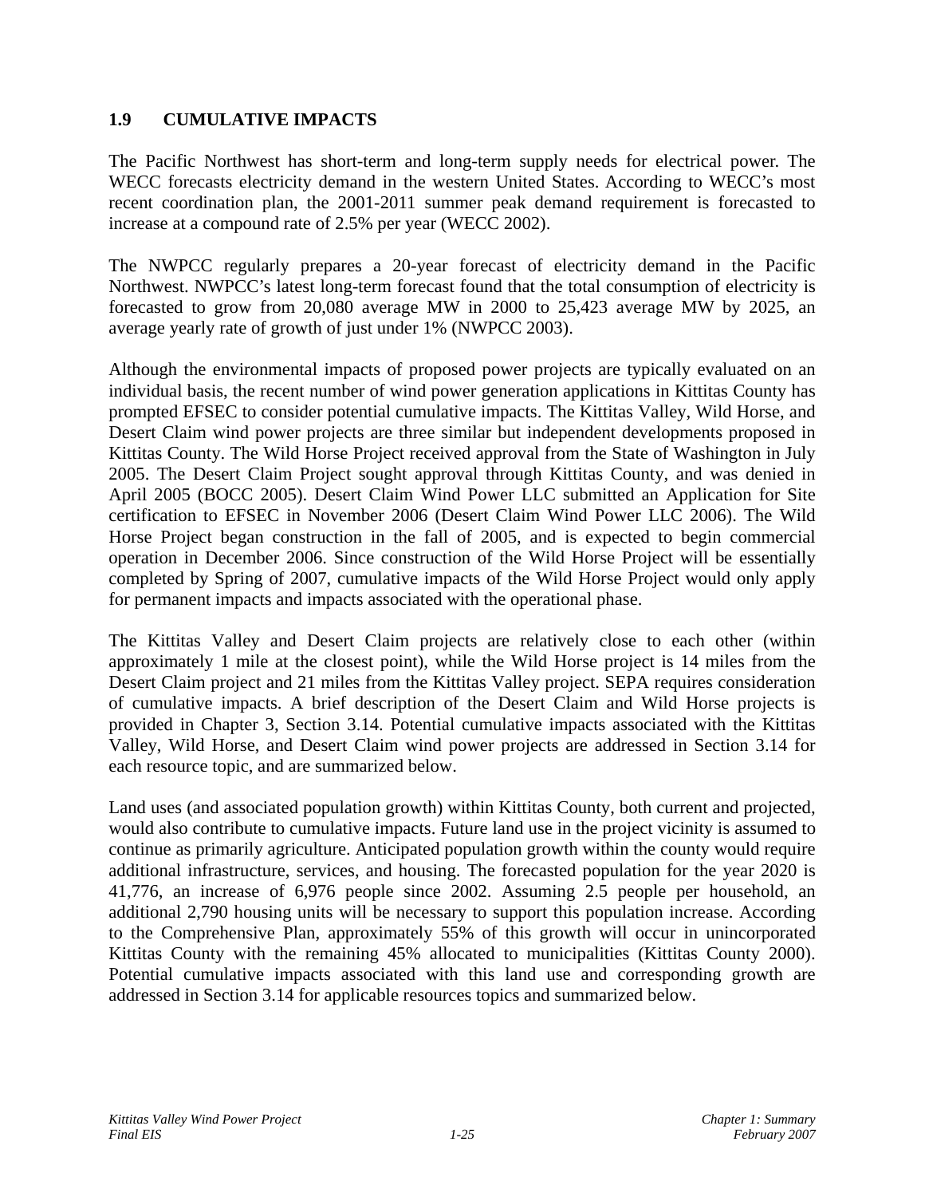## 1.9 CUMULATIVE IMPACTS

The Pacific Northwest has short-term and long-term supply needs for electrical power. The WECC forecasts electricity demand in the western United States. According to WECC's most recent coordination plan, the 2001-2011 summer peak demand requirement is forecasted to increase at a compound rate of 2.5% per year (WECC 2002).

The NWPCC regularly prepares a 20-year forecast of electricity demand in the Pacific Northwest. NWPCC's latest long-term forecast found that the total consumption of electricity is forecasted to grow from 20,080 average MW in 2000 to 25,423 average MW by 2025, an average yearly rate of growth of just under 1% (NWPCC 2003).

Although the environmental impacts of proposed power projects are typically evaluated on an individual basis, the recent number of wind power generation applications in Kittitas County has prompted EFSEC to consider potential cumulative impacts. The Kittitas Valley, Wild Horse, and Desert Claim wind power projects are three similar but independent developments proposed in Kittitas County. The Wild Horse Project received approval from the State of Washington in July 2005. The Desert Claim Project sought approval through Kittitas County, and was denied in April 2005 (BOCC 2005). Desert Claim Wind Power LLC submitted an Application for Site certification to EFSEC in November 2006 (Desert Claim Wind Power LLC 2006). The Wild Horse Project began construction in the fall of 2005, and is expected to begin commercial operation in December 2006. Since construction of the Wild Horse Project will be essentially completed by Spring of 2007, cumulative impacts of the Wild Horse Project would only apply for permanent impacts and impacts associated with the operational phase.

The Kittitas Valley and Desert Claim projects are relatively close to each other (within approximately 1 mile at the closest point), while the Wild Horse project is 14 miles from the Desert Claim project and 21 miles from the Kittitas Valley project. SEPA requires consideration of cumulative impacts. A brief description of the Desert Claim and Wild Horse projects is provided in Chapter 3, Section 3.14. Potential cumulative impacts associated with the Kittitas Valley, Wild Horse, and Desert Claim wind power projects are addressed in Section 3.14 for each resource topic, and are summarized below.

Land uses (and associated population growth) within Kittitas County, both current and projected, would also contribute to cumulative impacts. Future land use in the project vicinity is assumed to continue as primarily agriculture. Anticipated population growth within the county would require additional infrastructure, services, and housing. The forecasted population for the year 2020 is 41,776, an increase of 6,976 people since 2002. Assuming 2.5 people per household, an additional 2,790 housing units will be necessary to support this population increase. According to the Comprehensive Plan, approximately 55% of this growth will occur in unincorporated Kittitas County with the remaining 45% allocated to municipalities (Kittitas County 2000). Potential cumulative impacts associated with this land use and corresponding growth are addressed in Section 3.14 for applicable resources topics and summarized below.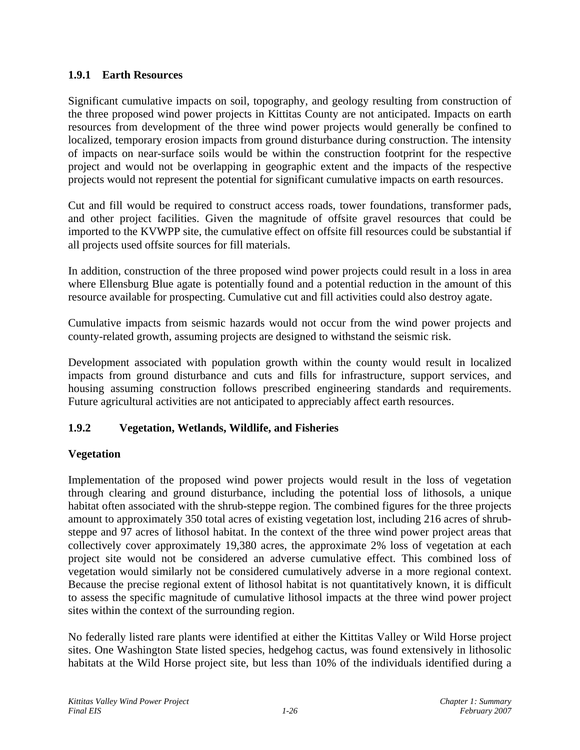### 1.9.1 Earth Resources

Significant cumulative impacts on soil, topography, and geology resulting from construction of the three proposed wind power projects in Kittitas County are not anticipated. Impacts on earth resources from development of the three wind power projects would generally be confined to localized, temporary erosion impacts from ground disturbance during construction. The intensity of impacts on near-surface soils would be within the construction footprint for the respective project and would not be overlapping in geographic extent and the impacts of the respective projects would not represent the potential for significant cumulative impacts on earth resources.

Cut and fill would be required to construct access roads, tower foundations, transformer pads, and other project facilities. Given the magnitude of offsite gravel resources that could be imported to the KVWPP site, the cumulative effect on offsite fill resources could be substantial if all projects used offsite sources for fill materials.

In addition, construction of the three proposed wind power projects could result in a loss in area where Ellensburg Blue agate is potentially found and a potential reduction in the amount of this resource available for prospecting. Cumulative cut and fill activities could also destroy agate.

Cumulative impacts from seismic hazards would not occur from the wind power projects and county-related growth, assuming projects are designed to withstand the seismic risk.

Development associated with population growth within the county would result in localized impacts from ground disturbance and cuts and fills for infrastructure, support services, and housing assuming construction follows prescribed engineering standards and requirements. Future agricultural activities are not anticipated to appreciably affect earth resources.

### 1.9.2 Vegetation, Wetlands, Wildlife, and Fisheries

#### Vegetation

Implementation of the proposed wind power projects would result in the loss of vegetation through clearing and ground disturbance, including the potential loss of lithosols, a unique habitat often associated with the shrub-steppe region. The combined figures for the three projects amount to approximately 350 total acres of existing vegetation lost, including 216 acres of shrub-steppe and 97 acres of lithosol habitat. In the context of the three wind power project areas that collectively cover approximately 19,380 acres, the approximate 2% loss of vegetation at each project site would not be considered an adverse cumulative effect. This combined loss of vegetation would similarly not be considered cumulatively adverse in a more regional context. Because the precise regional extent of lithosol habitat is not quantitatively known, it is difficult to assess the specific magnitude of cumulative lithosol impacts at the three wind power project sites within the context of the surrounding region.

No federally listed rare plants were identified at either the Kittitas Valley or Wild Horse project sites. One Washington State listed species, hedgehog cactus, was found extensively in lithosolic habitats at the Wild Horse project site, but less than 10% of the individuals identified during a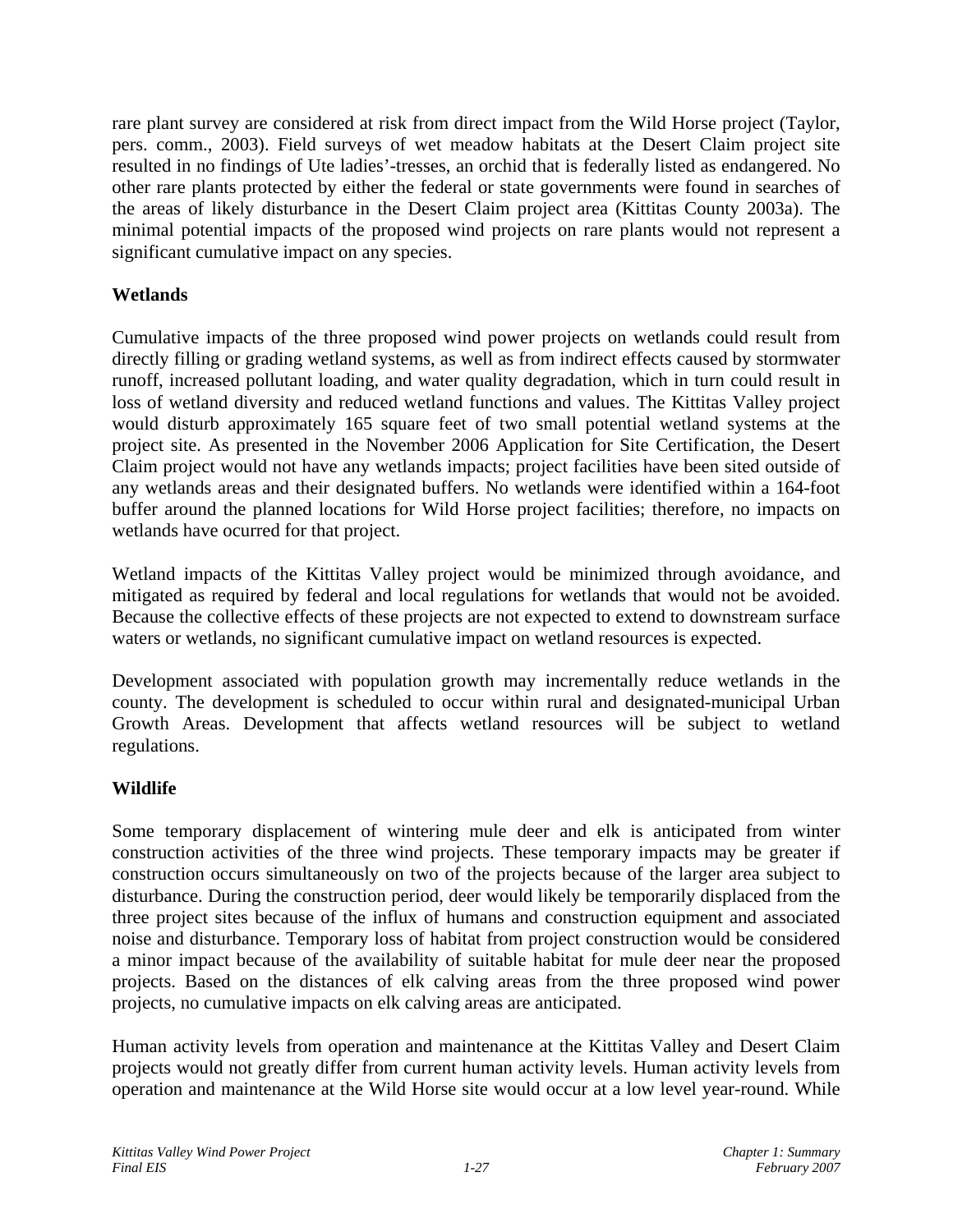rare plant survey are considered at risk from direct impact from the Wild Horse project (Taylor, pers. comm., 2003). Field surveys of wet meadow habitats at the Desert Claim project site resulted in no findings of Ute ladies'-tresses, an orchid that is federally listed as endangered. No other rare plants protected by either the federal or state governments were found in searches of the areas of likely disturbance in the Desert Claim project area (Kittitas County 2003a). The minimal potential impacts of the proposed wind projects on rare plants would not represent a significant cumulative impact on any species.

**Wetlands**

Cumulative impacts of the three proposed wind power projects on wetlands could result from directly filling or grading wetland systems, as well as from indirect effects caused by stormwater runoff, increased pollutant loading, and water quality degradation, which in turn could result in loss of wetland diversity and reduced wetland functions and values. The Kittitas Valley project would disturb approximately 165 square feet of two small potential wetland systems at the project site. As presented in the November 2006 Application for Site Certification, the Desert Claim project would not have any wetlands impacts; project facilities have been sited outside of any wetlands areas and their designated buffers. No wetlands were identified within a 164-foot buffer around the planned locations for Wild Horse project facilities; therefore, no impacts on wetlands have ocurred for that project.

Wetland impacts of the Kittitas Valley project would be minimized through avoidance, and mitigated as required by federal and local regulations for wetlands that would not be avoided. Because the collective effects of these projects are not expected to extend to downstream surface waters or wetlands, no significant cumulative impact on wetland resources is expected.

Development associated with population growth may incrementally reduce wetlands in the county. The development is scheduled to occur within rural and designated-municipal Urban Growth Areas. Development that affects wetland resources will be subject to wetland regulations.

**Wildlife**

Some temporary displacement of wintering mule deer and elk is anticipated from winter construction activities of the three wind projects. These temporary impacts may be greater if construction occurs simultaneously on two of the projects because of the larger area subject to disturbance. During the construction period, deer would likely be temporarily displaced from the three project sites because of the influx of humans and construction equipment and associated noise and disturbance. Temporary loss of habitat from project construction would be considered a minor impact because of the availability of suitable habitat for mule deer near the proposed projects. Based on the distances of elk calving areas from the three proposed wind power projects, no cumulative impacts on elk calving areas are anticipated.

Human activity levels from operation and maintenance at the Kittitas Valley and Desert Claim projects would not greatly differ from current human activity levels. Human activity levels from operation and maintenance at the Wild Horse site would occur at a low level year-round. While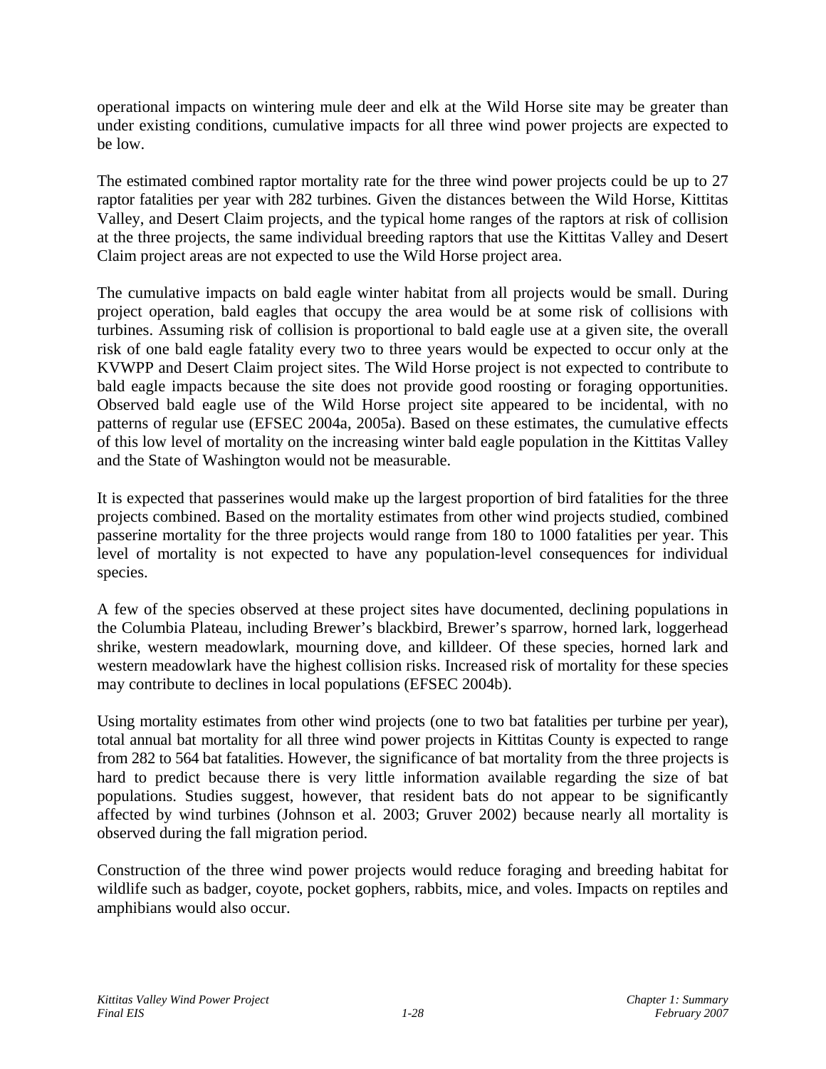operational impacts on wintering mule deer and elk at the Wild Horse site may be greater than under existing conditions, cumulative impacts for all three wind power projects are expected to be low.

The estimated combined raptor mortality rate for the three wind power projects could be up to 27 raptor fatalities per year with 282 turbines. Given the distances between the Wild Horse, Kittitas Valley, and Desert Claim projects, and the typical home ranges of the raptors at risk of collision at the three projects, the same individual breeding raptors that use the Kittitas Valley and Desert Claim project areas are not expected to use the Wild Horse project area.

The cumulative impacts on bald eagle winter habitat from all projects would be small. During project operation, bald eagles that occupy the area would be at some risk of collisions with turbines. Assuming risk of collision is proportional to bald eagle use at a given site, the overall risk of one bald eagle fatality every two to three years would be expected to occur only at the KVWPP and Desert Claim project sites. The Wild Horse project is not expected to contribute to bald eagle impacts because the site does not provide good roosting or foraging opportunities. Observed bald eagle use of the Wild Horse project site appeared to be incidental, with no patterns of regular use (EFSEC 2004a, 2005a). Based on these estimates, the cumulative effects of this low level of mortality on the increasing winter bald eagle population in the Kittitas Valley and the State of Washington would not be measurable.

It is expected that passerines would make up the largest proportion of bird fatalities for the three projects combined. Based on the mortality estimates from other wind projects studied, combined passerine mortality for the three projects would range from 180 to 1000 fatalities per year. This level of mortality is not expected to have any population-level consequences for individual species.

A few of the species observed at these project sites have documented, declining populations in the Columbia Plateau, including Brewer's blackbird, Brewer's sparrow, horned lark, loggerhead shrike, western meadowlark, mourning dove, and killdeer. Of these species, horned lark and western meadowlark have the highest collision risks. Increased risk of mortality for these species may contribute to declines in local populations (EFSEC 2004b).

Using mortality estimates from other wind projects (one to two bat fatalities per turbine per year), total annual bat mortality for all three wind power projects in Kittitas County is expected to range from 282 to 564 bat fatalities. However, the significance of bat mortality from the three projects is hard to predict because there is very little information available regarding the size of bat populations. Studies suggest, however, that resident bats do not appear to be significantly affected by wind turbines (Johnson et al. 2003; Gruver 2002) because nearly all mortality is observed during the fall migration period.

Construction of the three wind power projects would reduce foraging and breeding habitat for wildlife such as badger, coyote, pocket gophers, rabbits, mice, and voles. Impacts on reptiles and amphibians would also occur.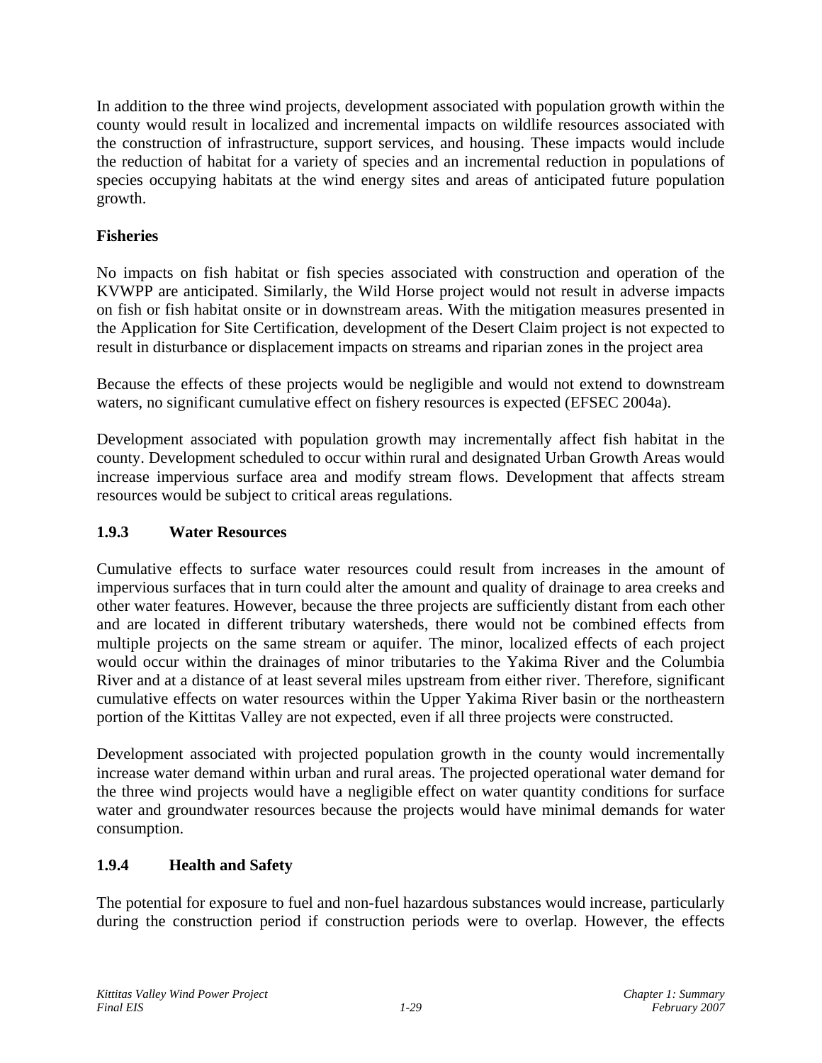In addition to the three wind projects, development associated with population growth within the county would result in localized and incremental impacts on wildlife resources associated with the construction of infrastructure, support services, and housing. These impacts would include the reduction of habitat for a variety of species and an incremental reduction in populations of species occupying habitats at the wind energy sites and areas of anticipated future population growth.

**Fisheries**

No impacts on fish habitat or fish species associated with construction and operation of the KVWPP are anticipated. Similarly, the Wild Horse project would not result in adverse impacts on fish or fish habitat onsite or in downstream areas. With the mitigation measures presented in the Application for Site Certification, development of the Desert Claim project is not expected to result in disturbance or displacement impacts on streams and riparian zones in the project area

Because the effects of these projects would be negligible and would not extend to downstream waters, no significant cumulative effect on fishery resources is expected (EFSEC 2004a).

Development associated with population growth may incrementally affect fish habitat in the county. Development scheduled to occur within rural and designated Urban Growth Areas would increase impervious surface area and modify stream flows. Development that affects stream resources would be subject to critical areas regulations.

### 1.9.3 Water Resources

Cumulative effects to surface water resources could result from increases in the amount of impervious surfaces that in turn could alter the amount and quality of drainage to area creeks and other water features. However, because the three projects are sufficiently distant from each other and are located in different tributary watersheds, there would not be combined effects from multiple projects on the same stream or aquifer. The minor, localized effects of each project would occur within the drainages of minor tributaries to the Yakima River and the Columbia River and at a distance of at least several miles upstream from either river. Therefore, significant cumulative effects on water resources within the Upper Yakima River basin or the northeastern portion of the Kittitas Valley are not expected, even if all three projects were constructed.

Development associated with projected population growth in the county would incrementally increase water demand within urban and rural areas. The projected operational water demand for the three wind projects would have a negligible effect on water quantity conditions for surface water and groundwater resources because the projects would have minimal demands for water consumption.

### 1.9.4 Health and Safety

The potential for exposure to fuel and non-fuel hazardous substances would increase, particularly during the construction period if construction periods were to overlap. However, the effects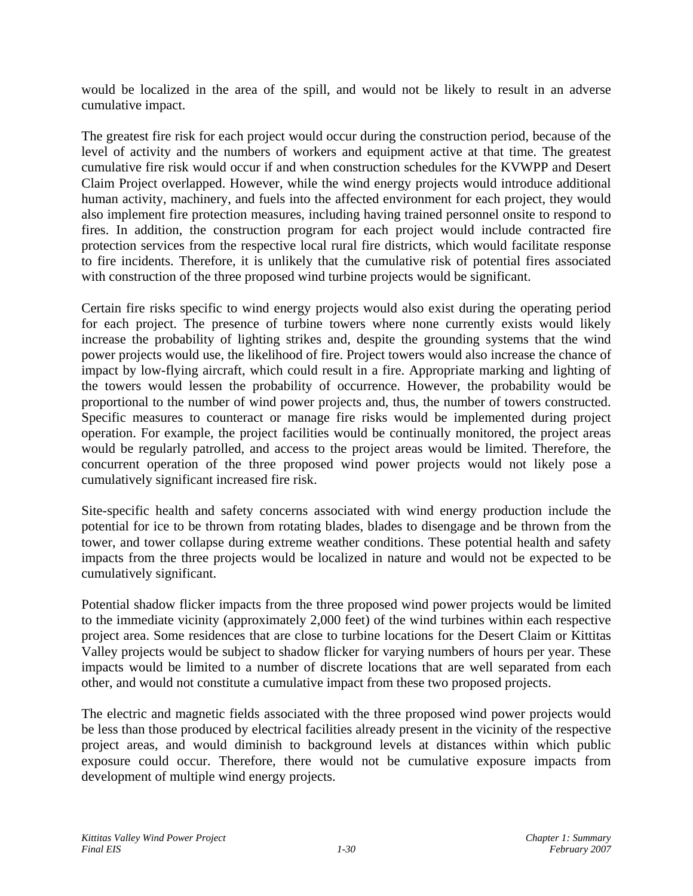would be localized in the area of the spill, and would not be likely to result in an adverse cumulative impact.

The greatest fire risk for each project would occur during the construction period, because of the level of activity and the numbers of workers and equipment active at that time. The greatest cumulative fire risk would occur if and when construction schedules for the KVWPP and Desert Claim Project overlapped. However, while the wind energy projects would introduce additional human activity, machinery, and fuels into the affected environment for each project, they would also implement fire protection measures, including having trained personnel onsite to respond to fires. In addition, the construction program for each project would include contracted fire protection services from the respective local rural fire districts, which would facilitate response to fire incidents. Therefore, it is unlikely that the cumulative risk of potential fires associated with construction of the three proposed wind turbine projects would be significant.

Certain fire risks specific to wind energy projects would also exist during the operating period for each project. The presence of turbine towers where none currently exists would likely increase the probability of lighting strikes and, despite the grounding systems that the wind power projects would use, the likelihood of fire. Project towers would also increase the chance of impact by low-flying aircraft, which could result in a fire. Appropriate marking and lighting of the towers would lessen the probability of occurrence. However, the probability would be proportional to the number of wind power projects and, thus, the number of towers constructed. Specific measures to counteract or manage fire risks would be implemented during project operation. For example, the project facilities would be continually monitored, the project areas would be regularly patrolled, and access to the project areas would be limited. Therefore, the concurrent operation of the three proposed wind power projects would not likely pose a cumulatively significant increased fire risk.

Site-specific health and safety concerns associated with wind energy production include the potential for ice to be thrown from rotating blades, blades to disengage and be thrown from the tower, and tower collapse during extreme weather conditions. These potential health and safety impacts from the three projects would be localized in nature and would not be expected to be cumulatively significant.

Potential shadow flicker impacts from the three proposed wind power projects would be limited to the immediate vicinity (approximately 2,000 feet) of the wind turbines within each respective project area. Some residences that are close to turbine locations for the Desert Claim or Kittitas Valley projects would be subject to shadow flicker for varying numbers of hours per year. These impacts would be limited to a number of discrete locations that are well separated from each other, and would not constitute a cumulative impact from these two proposed projects.

The electric and magnetic fields associated with the three proposed wind power projects would be less than those produced by electrical facilities already present in the vicinity of the respective project areas, and would diminish to background levels at distances within which public exposure could occur. Therefore, there would not be cumulative exposure impacts from development of multiple wind energy projects.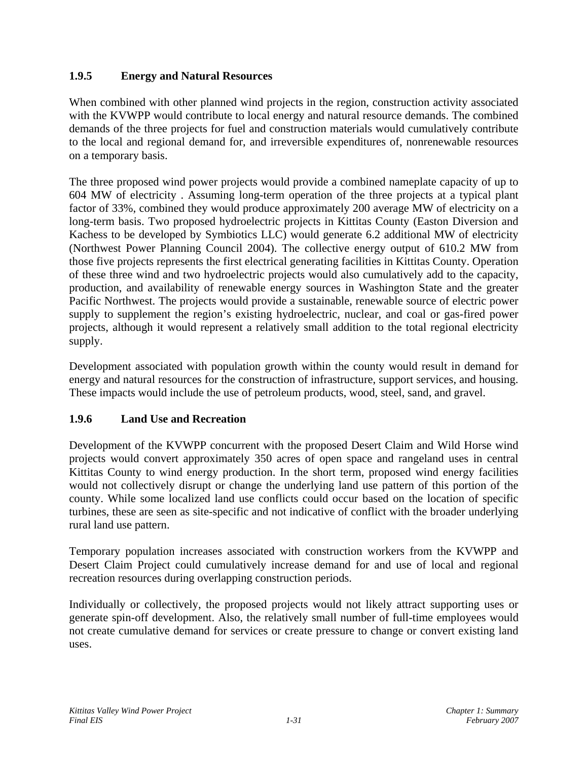### 1.9.5 Energy and Natural Resources

When combined with other planned wind projects in the region, construction activity associated with the KVWPP would contribute to local energy and natural resource demands. The combined demands of the three projects for fuel and construction materials would cumulatively contribute to the local and regional demand for, and irreversible expenditures of, nonrenewable resources on a temporary basis.

The three proposed wind power projects would provide a combined nameplate capacity of up to 604 MW of electricity . Assuming long-term operation of the three projects at a typical plant factor of 33%, combined they would produce approximately 200 average MW of electricity on a long-term basis. Two proposed hydroelectric projects in Kittitas County (Easton Diversion and Kachess to be developed by Symbiotics LLC) would generate 6.2 additional MW of electricity (Northwest Power Planning Council 2004). The collective energy output of 610.2 MW from those five projects represents the first electrical generating facilities in Kittitas County. Operation of these three wind and two hydroelectric projects would also cumulatively add to the capacity, production, and availability of renewable energy sources in Washington State and the greater Pacific Northwest. The projects would provide a sustainable, renewable source of electric power supply to supplement the region's existing hydroelectric, nuclear, and coal or gas-fired power projects, although it would represent a relatively small addition to the total regional electricity supply.

Development associated with population growth within the county would result in demand for energy and natural resources for the construction of infrastructure, support services, and housing. These impacts would include the use of petroleum products, wood, steel, sand, and gravel.

### 1.9.6 Land Use and Recreation

Development of the KVWPP concurrent with the proposed Desert Claim and Wild Horse wind projects would convert approximately 350 acres of open space and rangeland uses in central Kittitas County to wind energy production. In the short term, proposed wind energy facilities would not collectively disrupt or change the underlying land use pattern of this portion of the county. While some localized land use conflicts could occur based on the location of specific turbines, these are seen as site-specific and not indicative of conflict with the broader underlying rural land use pattern.

Temporary population increases associated with construction workers from the KVWPP and Desert Claim Project could cumulatively increase demand for and use of local and regional recreation resources during overlapping construction periods.

Individually or collectively, the proposed projects would not likely attract supporting uses or generate spin-off development. Also, the relatively small number of full-time employees would not create cumulative demand for services or create pressure to change or convert existing land uses.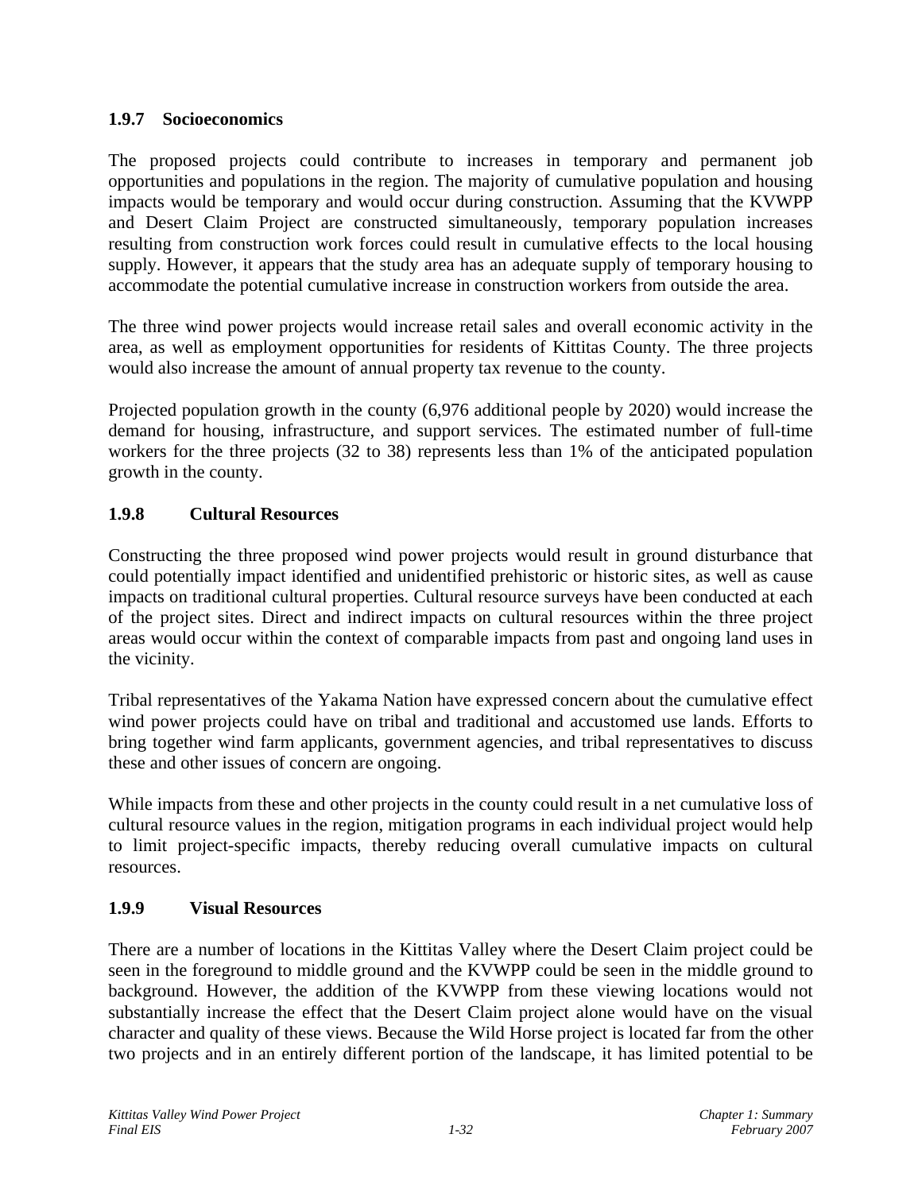### 1.9.7 Socioeconomics

The proposed projects could contribute to increases in temporary and permanent job opportunities and populations in the region. The majority of cumulative population and housing impacts would be temporary and would occur during construction. Assuming that the KVWPP and Desert Claim Project are constructed simultaneously, temporary population increases resulting from construction work forces could result in cumulative effects to the local housing supply. However, it appears that the study area has an adequate supply of temporary housing to accommodate the potential cumulative increase in construction workers from outside the area.

The three wind power projects would increase retail sales and overall economic activity in the area, as well as employment opportunities for residents of Kittitas County. The three projects would also increase the amount of annual property tax revenue to the county.

Projected population growth in the county (6,976 additional people by 2020) would increase the demand for housing, infrastructure, and support services. The estimated number of full-time workers for the three projects (32 to 38) represents less than 1% of the anticipated population growth in the county.

### 1.9.8 Cultural Resources

Constructing the three proposed wind power projects would result in ground disturbance that could potentially impact identified and unidentified prehistoric or historic sites, as well as cause impacts on traditional cultural properties. Cultural resource surveys have been conducted at each of the project sites. Direct and indirect impacts on cultural resources within the three project areas would occur within the context of comparable impacts from past and ongoing land uses in the vicinity.

Tribal representatives of the Yakama Nation have expressed concern about the cumulative effect wind power projects could have on tribal and traditional and accustomed use lands. Efforts to bring together wind farm applicants, government agencies, and tribal representatives to discuss these and other issues of concern are ongoing.

While impacts from these and other projects in the county could result in a net cumulative loss of cultural resource values in the region, mitigation programs in each individual project would help to limit project-specific impacts, thereby reducing overall cumulative impacts on cultural resources.

### 1.9.9 Visual Resources

There are a number of locations in the Kittitas Valley where the Desert Claim project could be seen in the foreground to middle ground and the KVWPP could be seen in the middle ground to background. However, the addition of the KVWPP from these viewing locations would not substantially increase the effect that the Desert Claim project alone would have on the visual character and quality of these views. Because the Wild Horse project is located far from the other two projects and in an entirely different portion of the landscape, it has limited potential to be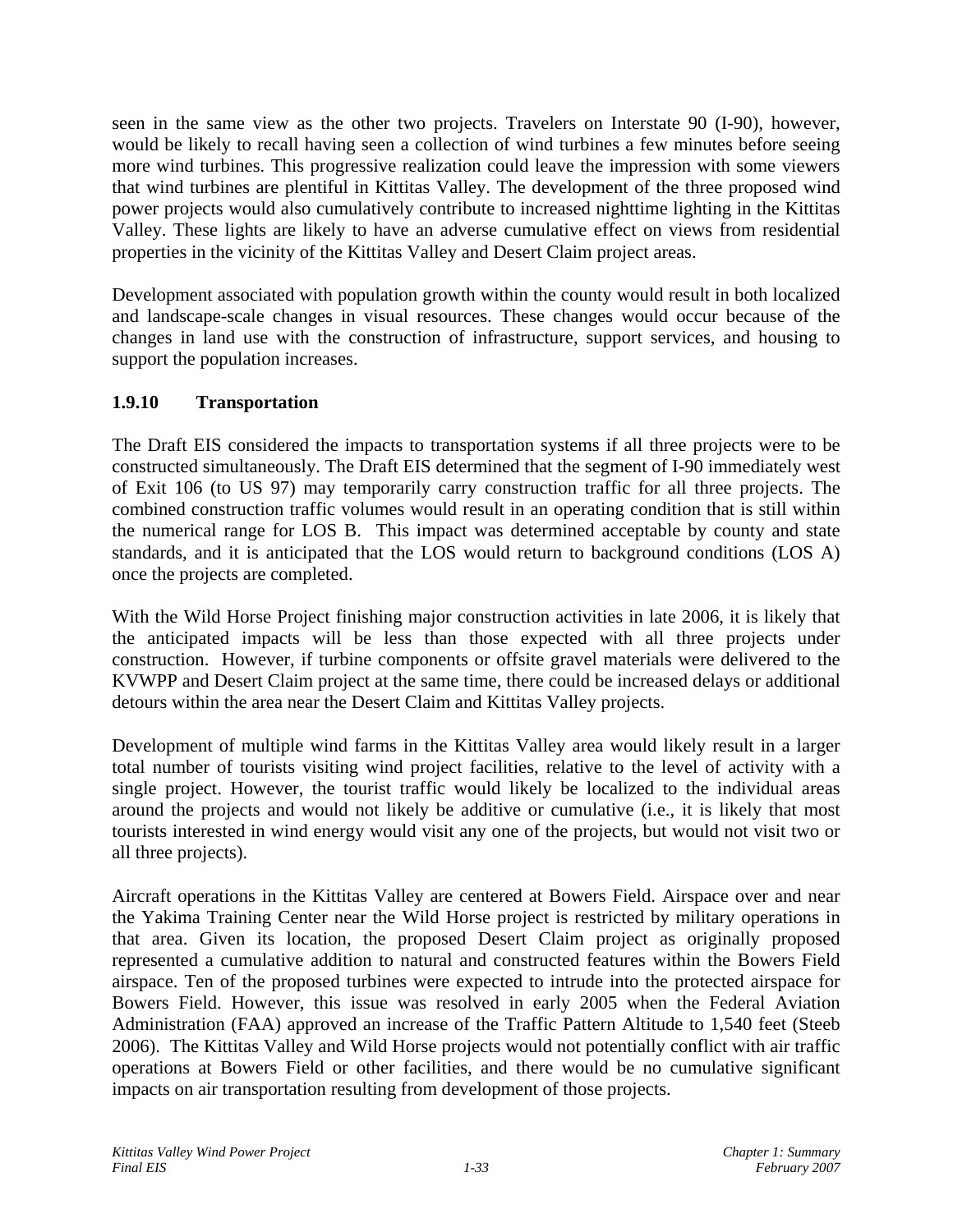seen in the same view as the other two projects. Travelers on Interstate 90 (I-90), however, would be likely to recall having seen a collection of wind turbines a few minutes before seeing more wind turbines. This progressive realization could leave the impression with some viewers that wind turbines are plentiful in Kittitas Valley. The development of the three proposed wind power projects would also cumulatively contribute to increased nighttime lighting in the Kittitas Valley. These lights are likely to have an adverse cumulative effect on views from residential properties in the vicinity of the Kittitas Valley and Desert Claim project areas.

Development associated with population growth within the county would result in both localized and landscape-scale changes in visual resources. These changes would occur because of the changes in land use with the construction of infrastructure, support services, and housing to support the population increases.

### 1.9.10 Transportation

The Draft EIS considered the impacts to transportation systems if all three projects were to be constructed simultaneously. The Draft EIS determined that the segment of I-90 immediately west of Exit 106 (to US 97) may temporarily carry construction traffic for all three projects. The combined construction traffic volumes would result in an operating condition that is still within the numerical range for LOS B. This impact was determined acceptable by county and state standards, and it is anticipated that the LOS would return to background conditions (LOS A) once the projects are completed.

With the Wild Horse Project finishing major construction activities in late 2006, it is likely that the anticipated impacts will be less than those expected with all three projects under construction. However, if turbine components or offsite gravel materials were delivered to the KVWPP and Desert Claim project at the same time, there could be increased delays or additional detours within the area near the Desert Claim and Kittitas Valley projects.

Development of multiple wind farms in the Kittitas Valley area would likely result in a larger total number of tourists visiting wind project facilities, relative to the level of activity with a single project. However, the tourist traffic would likely be localized to the individual areas around the projects and would not likely be additive or cumulative (i.e., it is likely that most tourists interested in wind energy would visit any one of the projects, but would not visit two or all three projects).

Aircraft operations in the Kittitas Valley are centered at Bowers Field. Airspace over and near the Yakima Training Center near the Wild Horse project is restricted by military operations in that area. Given its location, the proposed Desert Claim project as originally proposed represented a cumulative addition to natural and constructed features within the Bowers Field airspace. Ten of the proposed turbines were expected to intrude into the protected airspace for Bowers Field. However, this issue was resolved in early 2005 when the Federal Aviation Administration (FAA) approved an increase of the Traffic Pattern Altitude to 1,540 feet (Steeb 2006). The Kittitas Valley and Wild Horse projects would not potentially conflict with air traffic operations at Bowers Field or other facilities, and there would be no cumulative significant impacts on air transportation resulting from development of those projects.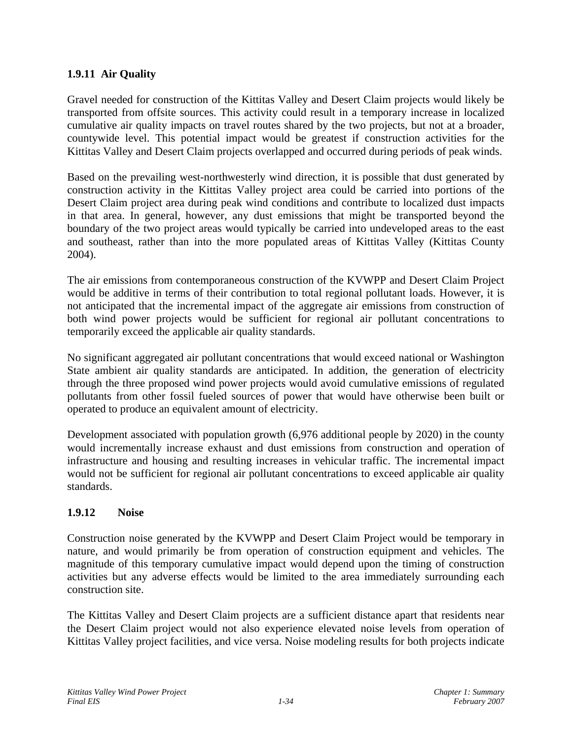### 1.9.11 Air Quality

Gravel needed for construction of the Kittitas Valley and Desert Claim projects would likely be transported from offsite sources. This activity could result in a temporary increase in localized cumulative air quality impacts on travel routes shared by the two projects, but not at a broader, countywide level. This potential impact would be greatest if construction activities for the Kittitas Valley and Desert Claim projects overlapped and occurred during periods of peak winds.

Based on the prevailing west-northwesterly wind direction, it is possible that dust generated by construction activity in the Kittitas Valley project area could be carried into portions of the Desert Claim project area during peak wind conditions and contribute to localized dust impacts in that area. In general, however, any dust emissions that might be transported beyond the boundary of the two project areas would typically be carried into undeveloped areas to the east and southeast, rather than into the more populated areas of Kittitas Valley (Kittitas County 2004).

The air emissions from contemporaneous construction of the KVWPP and Desert Claim Project would be additive in terms of their contribution to total regional pollutant loads. However, it is not anticipated that the incremental impact of the aggregate air emissions from construction of both wind power projects would be sufficient for regional air pollutant concentrations to temporarily exceed the applicable air quality standards.

No significant aggregated air pollutant concentrations that would exceed national or Washington State ambient air quality standards are anticipated. In addition, the generation of electricity through the three proposed wind power projects would avoid cumulative emissions of regulated pollutants from other fossil fueled sources of power that would have otherwise been built or operated to produce an equivalent amount of electricity.

Development associated with population growth (6,976 additional people by 2020) in the county would incrementally increase exhaust and dust emissions from construction and operation of infrastructure and housing and resulting increases in vehicular traffic. The incremental impact would not be sufficient for regional air pollutant concentrations to exceed applicable air quality standards.

### 1.9.12 Noise

Construction noise generated by the KVWPP and Desert Claim Project would be temporary in nature, and would primarily be from operation of construction equipment and vehicles. The magnitude of this temporary cumulative impact would depend upon the timing of construction activities but any adverse effects would be limited to the area immediately surrounding each construction site.

The Kittitas Valley and Desert Claim projects are a sufficient distance apart that residents near the Desert Claim project would not also experience elevated noise levels from operation of Kittitas Valley project facilities, and vice versa. Noise modeling results for both projects indicate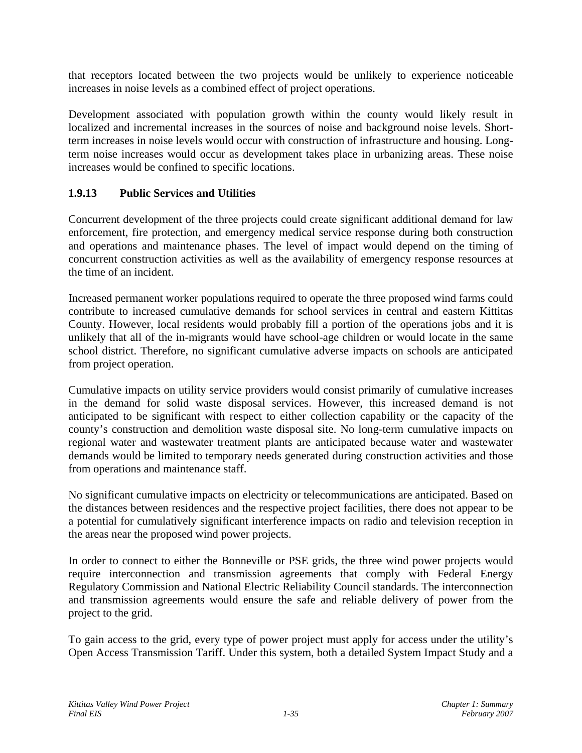that receptors located between the two projects would be unlikely to experience noticeable increases in noise levels as a combined effect of project operations.

Development associated with population growth within the county would likely result in localized and incremental increases in the sources of noise and background noise levels. Short-term increases in noise levels would occur with construction of infrastructure and housing. Long-term noise increases would occur as development takes place in urbanizing areas. These noise increases would be confined to specific locations.

### 1.9.13 Public Services and Utilities

Concurrent development of the three projects could create significant additional demand for law enforcement, fire protection, and emergency medical service response during both construction and operations and maintenance phases. The level of impact would depend on the timing of concurrent construction activities as well as the availability of emergency response resources at the time of an incident.

Increased permanent worker populations required to operate the three proposed wind farms could contribute to increased cumulative demands for school services in central and eastern Kittitas County. However, local residents would probably fill a portion of the operations jobs and it is unlikely that all of the in-migrants would have school-age children or would locate in the same school district. Therefore, no significant cumulative adverse impacts on schools are anticipated from project operation.

Cumulative impacts on utility service providers would consist primarily of cumulative increases in the demand for solid waste disposal services. However, this increased demand is not anticipated to be significant with respect to either collection capability or the capacity of the county's construction and demolition waste disposal site. No long-term cumulative impacts on regional water and wastewater treatment plants are anticipated because water and wastewater demands would be limited to temporary needs generated during construction activities and those from operations and maintenance staff.

No significant cumulative impacts on electricity or telecommunications are anticipated. Based on the distances between residences and the respective project facilities, there does not appear to be a potential for cumulatively significant interference impacts on radio and television reception in the areas near the proposed wind power projects.

In order to connect to either the Bonneville or PSE grids, the three wind power projects would require interconnection and transmission agreements that comply with Federal Energy Regulatory Commission and National Electric Reliability Council standards. The interconnection and transmission agreements would ensure the safe and reliable delivery of power from the project to the grid.

To gain access to the grid, every type of power project must apply for access under the utility's Open Access Transmission Tariff. Under this system, both a detailed System Impact Study and a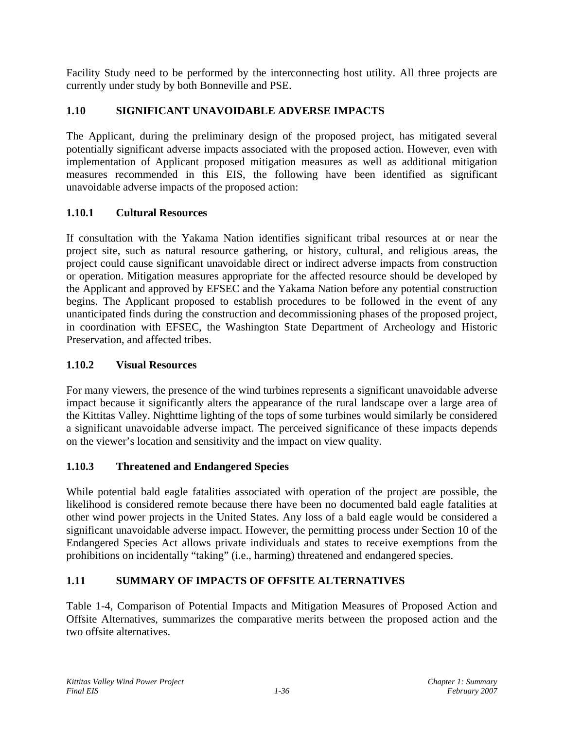Facility Study need to be performed by the interconnecting host utility. All three projects are currently under study by both Bonneville and PSE.

## 1.10 SIGNIFICANT UNAVOIDABLE ADVERSE IMPACTS

The Applicant, during the preliminary design of the proposed project, has mitigated several potentially significant adverse impacts associated with the proposed action. However, even with implementation of Applicant proposed mitigation measures as well as additional mitigation measures recommended in this EIS, the following have been identified as significant unavoidable adverse impacts of the proposed action:

### 1.10.1 Cultural Resources

If consultation with the Yakama Nation identifies significant tribal resources at or near the project site, such as natural resource gathering, or history, cultural, and religious areas, the project could cause significant unavoidable direct or indirect adverse impacts from construction or operation. Mitigation measures appropriate for the affected resource should be developed by the Applicant and approved by EFSEC and the Yakama Nation before any potential construction begins. The Applicant proposed to establish procedures to be followed in the event of any unanticipated finds during the construction and decommissioning phases of the proposed project, in coordination with EFSEC, the Washington State Department of Archeology and Historic Preservation, and affected tribes.

### 1.10.2 Visual Resources

For many viewers, the presence of the wind turbines represents a significant unavoidable adverse impact because it significantly alters the appearance of the rural landscape over a large area of the Kittitas Valley. Nighttime lighting of the tops of some turbines would similarly be considered a significant unavoidable adverse impact. The perceived significance of these impacts depends on the viewer's location and sensitivity and the impact on view quality.

### 1.10.3 Threatened and Endangered Species

While potential bald eagle fatalities associated with operation of the project are possible, the likelihood is considered remote because there have been no documented bald eagle fatalities at other wind power projects in the United States. Any loss of a bald eagle would be considered a significant unavoidable adverse impact. However, the permitting process under Section 10 of the Endangered Species Act allows private individuals and states to receive exemptions from the prohibitions on incidentally "taking" (i.e., harming) threatened and endangered species.

## 1.11 SUMMARY OF IMPACTS OF OFFSITE ALTERNATIVES

Table 1-4, Comparison of Potential Impacts and Mitigation Measures of Proposed Action and Offsite Alternatives, summarizes the comparative merits between the proposed action and the two offsite alternatives.